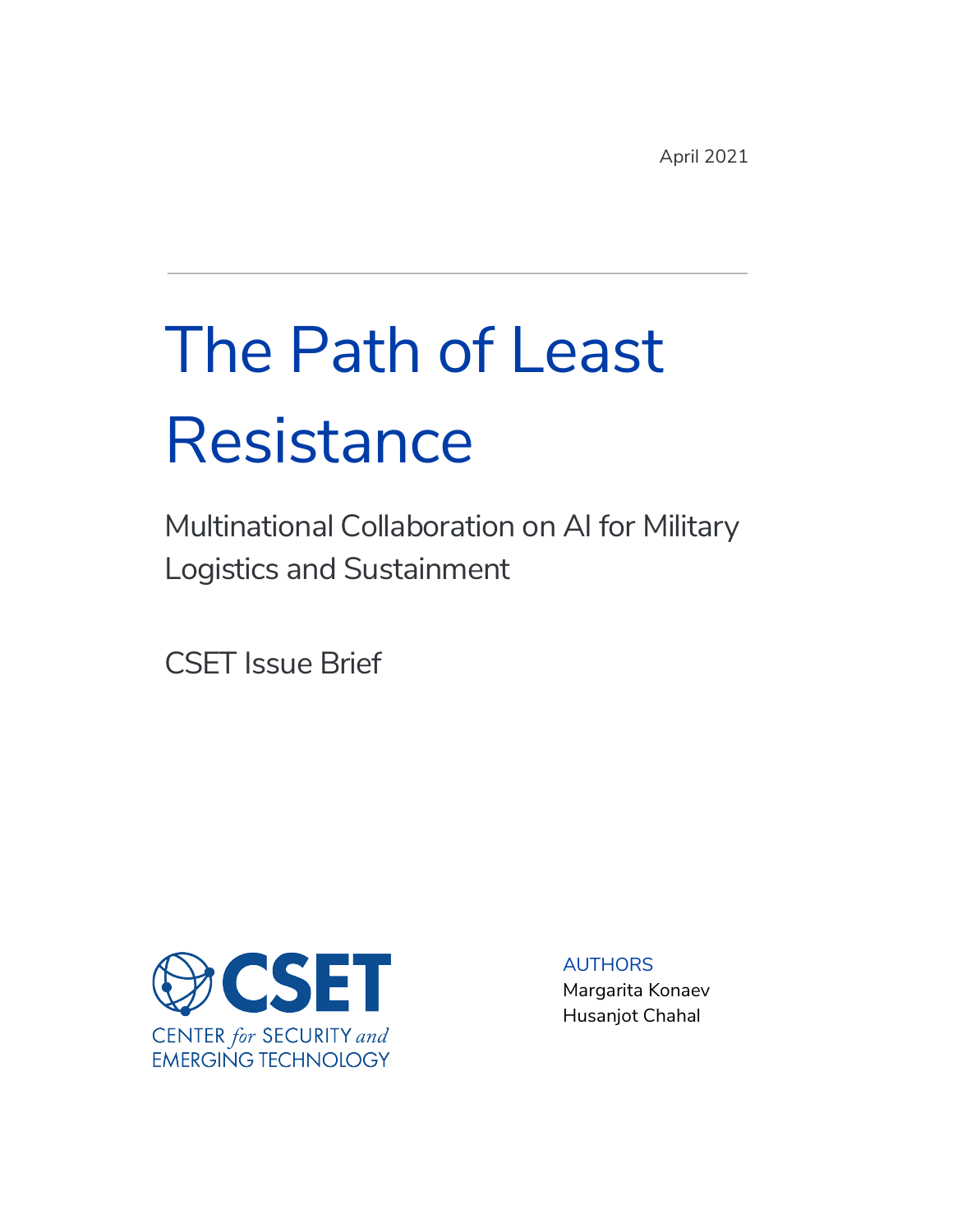April 2021

# The Path of Least Resistance

## Multinational Collaboration on AI for Military Logistics and Sustainment

CSET Issue Brief

CSET
CENTER *for* SECURITY *and* EMERGING TECHNOLOGY

AUTHORS
Margarita Konaev
Husanjot Chahal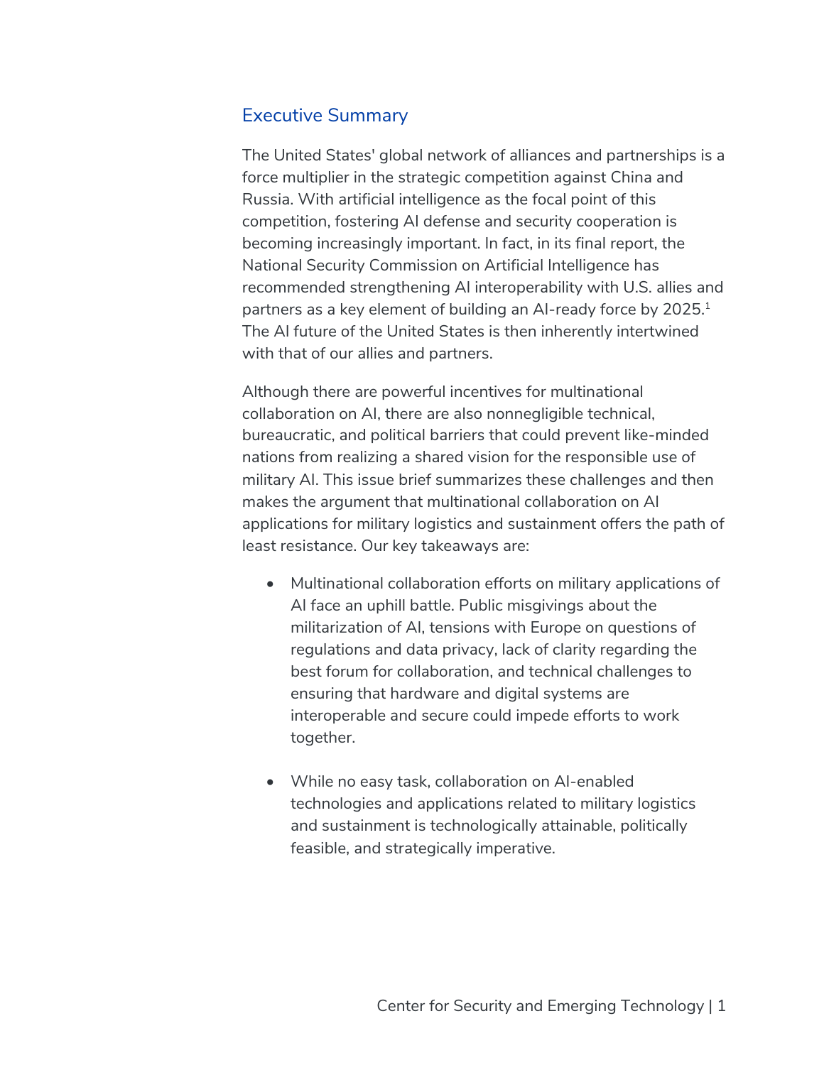## Executive Summary

The United States' global network of alliances and partnerships is a force multiplier in the strategic competition against China and Russia. With artificial intelligence as the focal point of this competition, fostering AI defense and security cooperation is becoming increasingly important. In fact, in its final report, the National Security Commission on Artificial Intelligence has recommended strengthening AI interoperability with U.S. allies and partners as a key element of building an AI-ready force by 2025.[1] The AI future of the United States is then inherently intertwined with that of our allies and partners.

Although there are powerful incentives for multinational collaboration on AI, there are also nonnegligible technical, bureaucratic, and political barriers that could prevent like-minded nations from realizing a shared vision for the responsible use of military AI. This issue brief summarizes these challenges and then makes the argument that multinational collaboration on AI applications for military logistics and sustainment offers the path of least resistance. Our key takeaways are:

- Multinational collaboration efforts on military applications of AI face an uphill battle. Public misgivings about the militarization of AI, tensions with Europe on questions of regulations and data privacy, lack of clarity regarding the best forum for collaboration, and technical challenges to ensuring that hardware and digital systems are interoperable and secure could impede efforts to work together.

- While no easy task, collaboration on AI-enabled technologies and applications related to military logistics and sustainment is technologically attainable, politically feasible, and strategically imperative.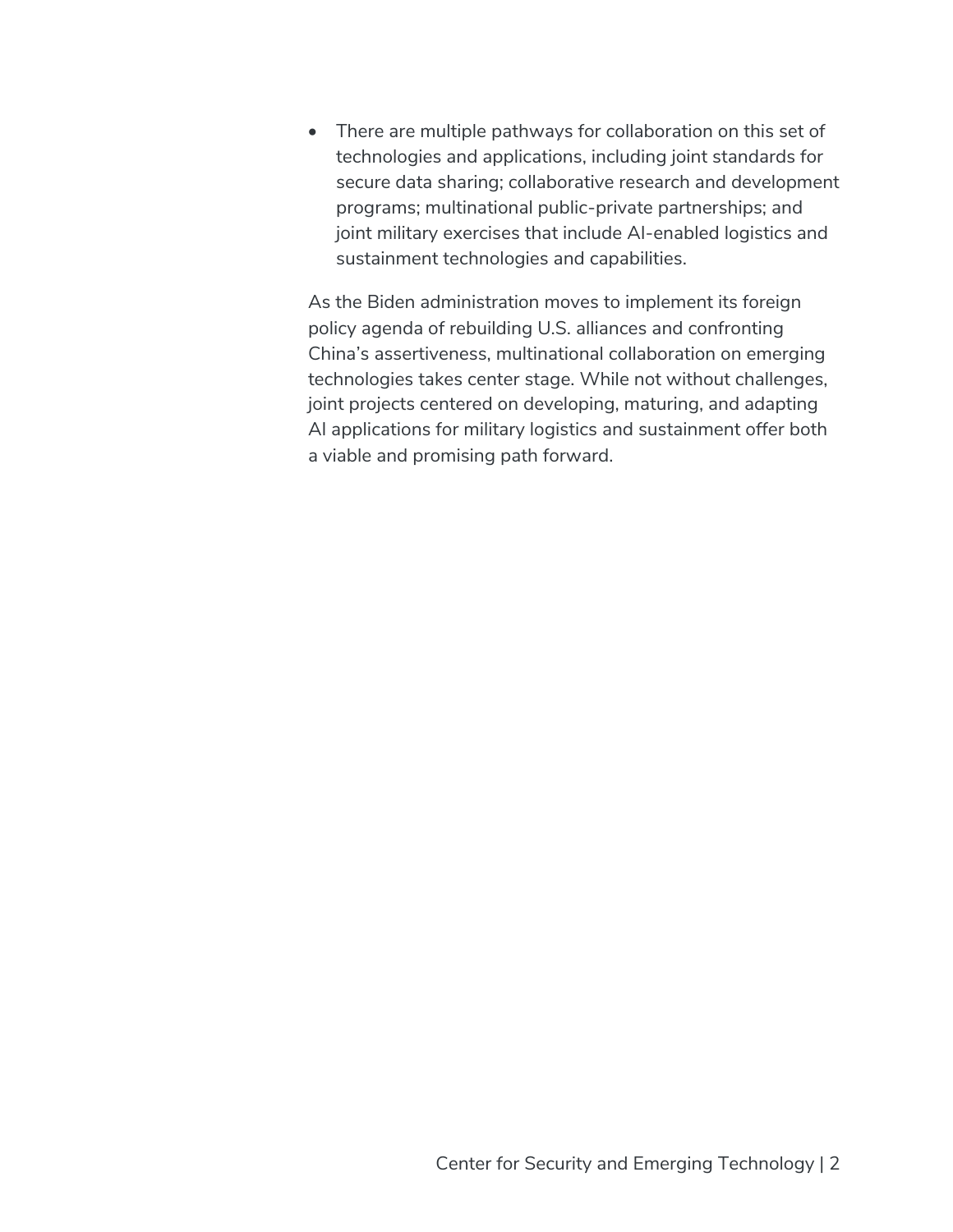- There are multiple pathways for collaboration on this set of technologies and applications, including joint standards for secure data sharing; collaborative research and development programs; multinational public-private partnerships; and joint military exercises that include AI-enabled logistics and sustainment technologies and capabilities.

As the Biden administration moves to implement its foreign policy agenda of rebuilding U.S. alliances and confronting China's assertiveness, multinational collaboration on emerging technologies takes center stage. While not without challenges, joint projects centered on developing, maturing, and adapting AI applications for military logistics and sustainment offer both a viable and promising path forward.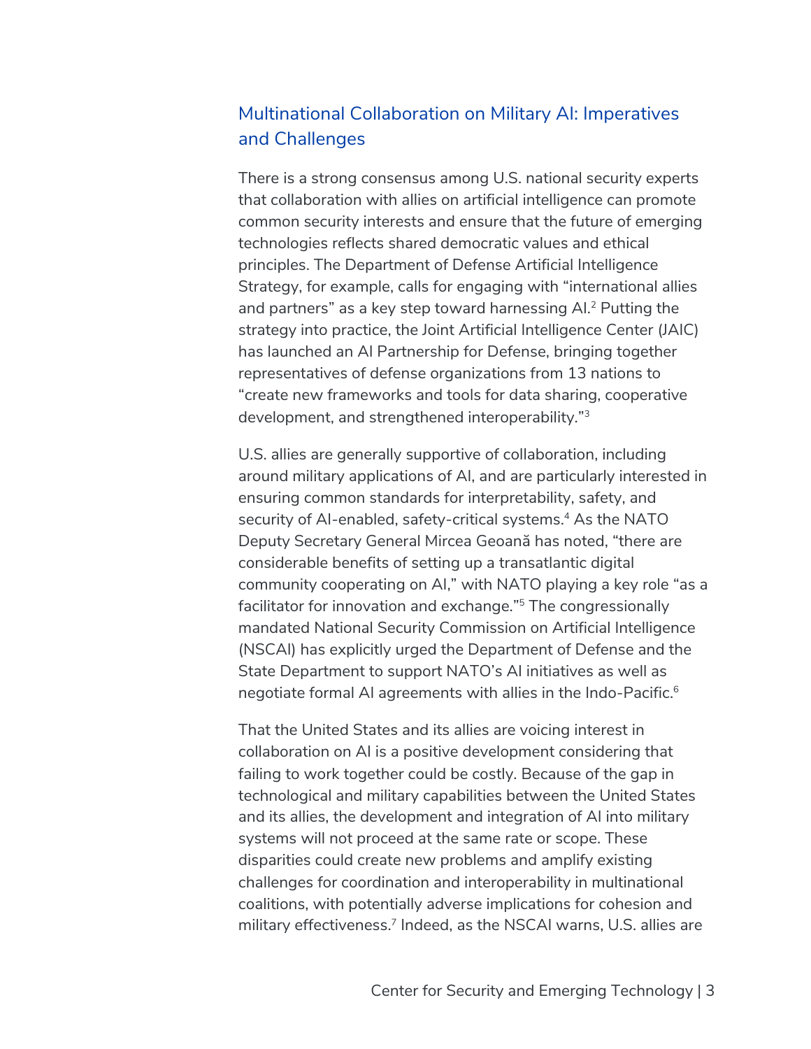## Multinational Collaboration on Military AI: Imperatives and Challenges

There is a strong consensus among U.S. national security experts that collaboration with allies on artificial intelligence can promote common security interests and ensure that the future of emerging technologies reflects shared democratic values and ethical principles. The Department of Defense Artificial Intelligence Strategy, for example, calls for engaging with "international allies and partners" as a key step toward harnessing AI.[2] Putting the strategy into practice, the Joint Artificial Intelligence Center (JAIC) has launched an AI Partnership for Defense, bringing together representatives of defense organizations from 13 nations to "create new frameworks and tools for data sharing, cooperative development, and strengthened interoperability."[3]

U.S. allies are generally supportive of collaboration, including around military applications of AI, and are particularly interested in ensuring common standards for interpretability, safety, and security of AI-enabled, safety-critical systems.[4] As the NATO Deputy Secretary General Mircea Geoană has noted, "there are considerable benefits of setting up a transatlantic digital community cooperating on AI," with NATO playing a key role "as a facilitator for innovation and exchange."[5] The congressionally mandated National Security Commission on Artificial Intelligence (NSCAI) has explicitly urged the Department of Defense and the State Department to support NATO's AI initiatives as well as negotiate formal AI agreements with allies in the Indo-Pacific.[6]

That the United States and its allies are voicing interest in collaboration on AI is a positive development considering that failing to work together could be costly. Because of the gap in technological and military capabilities between the United States and its allies, the development and integration of AI into military systems will not proceed at the same rate or scope. These disparities could create new problems and amplify existing challenges for coordination and interoperability in multinational coalitions, with potentially adverse implications for cohesion and military effectiveness.[7] Indeed, as the NSCAI warns, U.S. allies are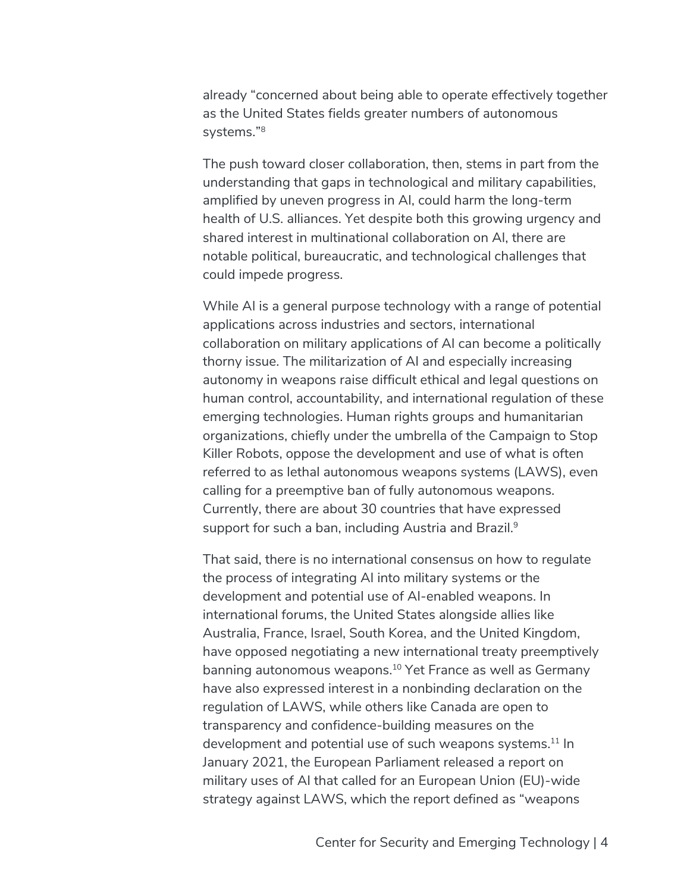already "concerned about being able to operate effectively together as the United States fields greater numbers of autonomous systems."[8]

The push toward closer collaboration, then, stems in part from the understanding that gaps in technological and military capabilities, amplified by uneven progress in AI, could harm the long-term health of U.S. alliances. Yet despite both this growing urgency and shared interest in multinational collaboration on AI, there are notable political, bureaucratic, and technological challenges that could impede progress.

While AI is a general purpose technology with a range of potential applications across industries and sectors, international collaboration on military applications of AI can become a politically thorny issue. The militarization of AI and especially increasing autonomy in weapons raise difficult ethical and legal questions on human control, accountability, and international regulation of these emerging technologies. Human rights groups and humanitarian organizations, chiefly under the umbrella of the Campaign to Stop Killer Robots, oppose the development and use of what is often referred to as lethal autonomous weapons systems (LAWS), even calling for a preemptive ban of fully autonomous weapons. Currently, there are about 30 countries that have expressed support for such a ban, including Austria and Brazil.[9]

That said, there is no international consensus on how to regulate the process of integrating AI into military systems or the development and potential use of AI-enabled weapons. In international forums, the United States alongside allies like Australia, France, Israel, South Korea, and the United Kingdom, have opposed negotiating a new international treaty preemptively banning autonomous weapons.[10] Yet France as well as Germany have also expressed interest in a nonbinding declaration on the regulation of LAWS, while others like Canada are open to transparency and confidence-building measures on the development and potential use of such weapons systems.[11] In January 2021, the European Parliament released a report on military uses of AI that called for an European Union (EU)-wide strategy against LAWS, which the report defined as "weapons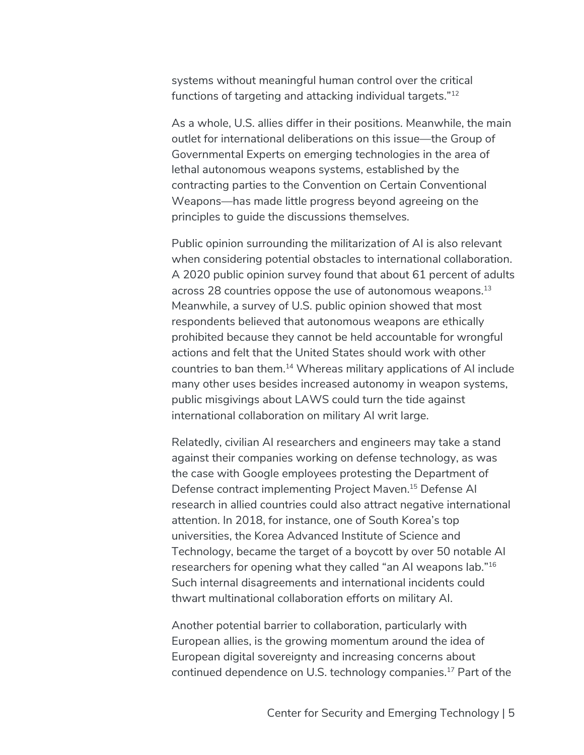systems without meaningful human control over the critical functions of targeting and attacking individual targets."[12]

As a whole, U.S. allies differ in their positions. Meanwhile, the main outlet for international deliberations on this issue—the Group of Governmental Experts on emerging technologies in the area of lethal autonomous weapons systems, established by the contracting parties to the Convention on Certain Conventional Weapons—has made little progress beyond agreeing on the principles to guide the discussions themselves.

Public opinion surrounding the militarization of AI is also relevant when considering potential obstacles to international collaboration. A 2020 public opinion survey found that about 61 percent of adults across 28 countries oppose the use of autonomous weapons.[13] Meanwhile, a survey of U.S. public opinion showed that most respondents believed that autonomous weapons are ethically prohibited because they cannot be held accountable for wrongful actions and felt that the United States should work with other countries to ban them.[14] Whereas military applications of AI include many other uses besides increased autonomy in weapon systems, public misgivings about LAWS could turn the tide against international collaboration on military AI writ large.

Relatedly, civilian AI researchers and engineers may take a stand against their companies working on defense technology, as was the case with Google employees protesting the Department of Defense contract implementing Project Maven.[15] Defense AI research in allied countries could also attract negative international attention. In 2018, for instance, one of South Korea's top universities, the Korea Advanced Institute of Science and Technology, became the target of a boycott by over 50 notable AI researchers for opening what they called "an AI weapons lab."[16] Such internal disagreements and international incidents could thwart multinational collaboration efforts on military AI.

Another potential barrier to collaboration, particularly with European allies, is the growing momentum around the idea of European digital sovereignty and increasing concerns about continued dependence on U.S. technology companies.[17] Part of the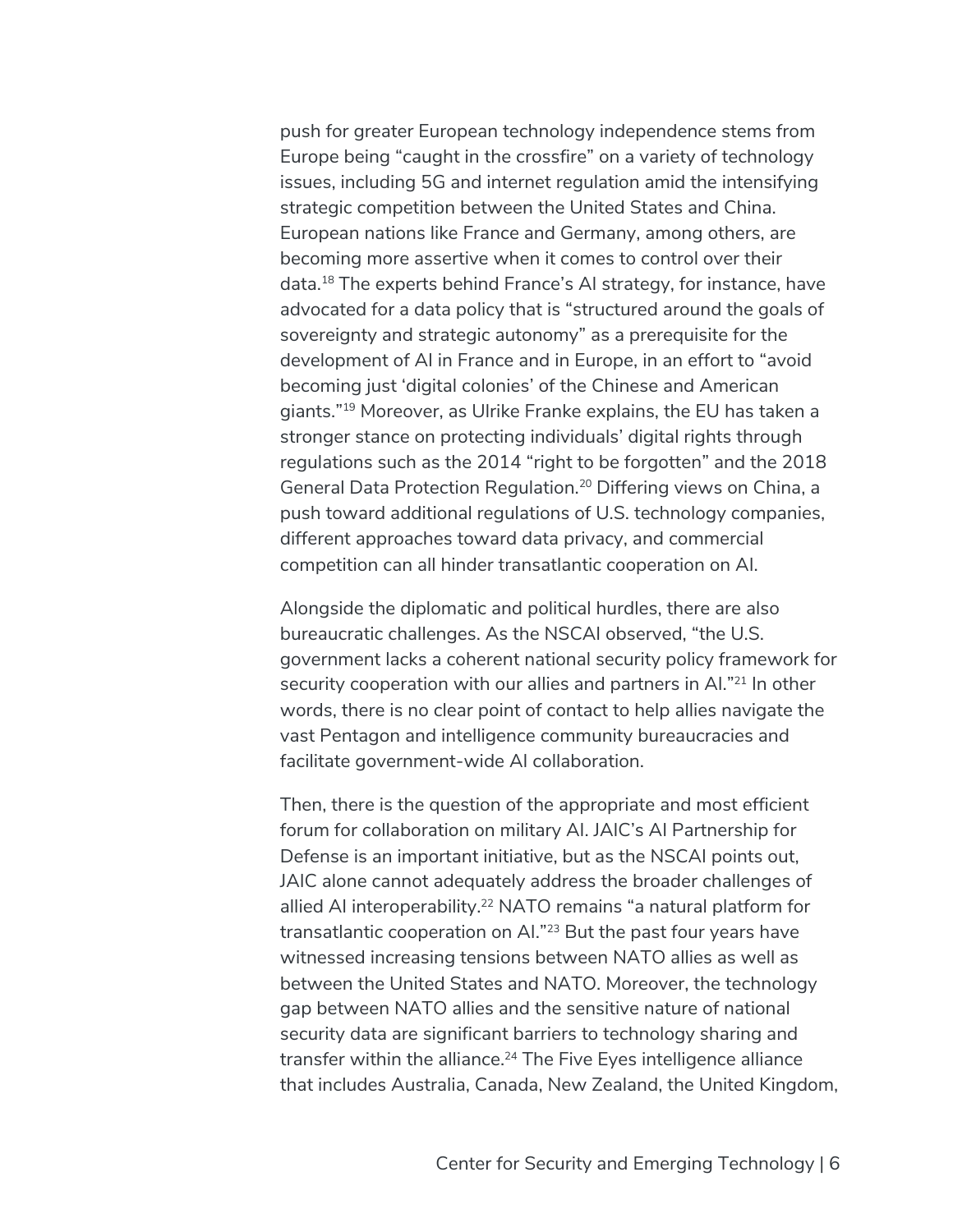push for greater European technology independence stems from Europe being "caught in the crossfire" on a variety of technology issues, including 5G and internet regulation amid the intensifying strategic competition between the United States and China. European nations like France and Germany, among others, are becoming more assertive when it comes to control over their data.[18] The experts behind France's AI strategy, for instance, have advocated for a data policy that is "structured around the goals of sovereignty and strategic autonomy" as a prerequisite for the development of AI in France and in Europe, in an effort to "avoid becoming just 'digital colonies' of the Chinese and American giants."[19] Moreover, as Ulrike Franke explains, the EU has taken a stronger stance on protecting individuals' digital rights through regulations such as the 2014 "right to be forgotten" and the 2018 General Data Protection Regulation.[20] Differing views on China, a push toward additional regulations of U.S. technology companies, different approaches toward data privacy, and commercial competition can all hinder transatlantic cooperation on AI.

Alongside the diplomatic and political hurdles, there are also bureaucratic challenges. As the NSCAI observed, "the U.S. government lacks a coherent national security policy framework for security cooperation with our allies and partners in AI."[21] In other words, there is no clear point of contact to help allies navigate the vast Pentagon and intelligence community bureaucracies and facilitate government-wide AI collaboration.

Then, there is the question of the appropriate and most efficient forum for collaboration on military AI. JAIC's AI Partnership for Defense is an important initiative, but as the NSCAI points out, JAIC alone cannot adequately address the broader challenges of allied AI interoperability.[22] NATO remains "a natural platform for transatlantic cooperation on AI."[23] But the past four years have witnessed increasing tensions between NATO allies as well as between the United States and NATO. Moreover, the technology gap between NATO allies and the sensitive nature of national security data are significant barriers to technology sharing and transfer within the alliance.[24] The Five Eyes intelligence alliance that includes Australia, Canada, New Zealand, the United Kingdom,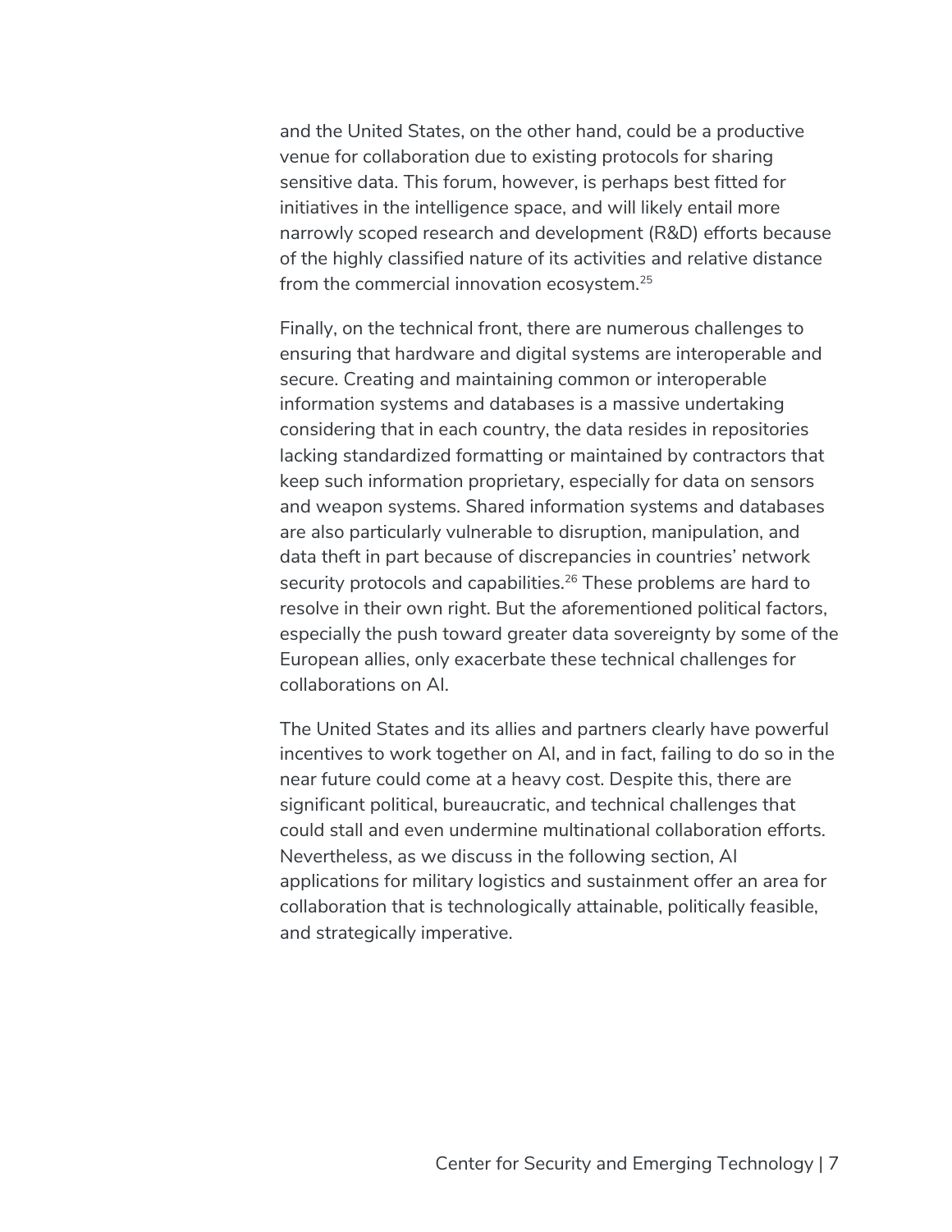and the United States, on the other hand, could be a productive venue for collaboration due to existing protocols for sharing sensitive data. This forum, however, is perhaps best fitted for initiatives in the intelligence space, and will likely entail more narrowly scoped research and development (R&D) efforts because of the highly classified nature of its activities and relative distance from the commercial innovation ecosystem.[25]

Finally, on the technical front, there are numerous challenges to ensuring that hardware and digital systems are interoperable and secure. Creating and maintaining common or interoperable information systems and databases is a massive undertaking considering that in each country, the data resides in repositories lacking standardized formatting or maintained by contractors that keep such information proprietary, especially for data on sensors and weapon systems. Shared information systems and databases are also particularly vulnerable to disruption, manipulation, and data theft in part because of discrepancies in countries' network security protocols and capabilities.[26] These problems are hard to resolve in their own right. But the aforementioned political factors, especially the push toward greater data sovereignty by some of the European allies, only exacerbate these technical challenges for collaborations on AI.

The United States and its allies and partners clearly have powerful incentives to work together on AI, and in fact, failing to do so in the near future could come at a heavy cost. Despite this, there are significant political, bureaucratic, and technical challenges that could stall and even undermine multinational collaboration efforts. Nevertheless, as we discuss in the following section, AI applications for military logistics and sustainment offer an area for collaboration that is technologically attainable, politically feasible, and strategically imperative.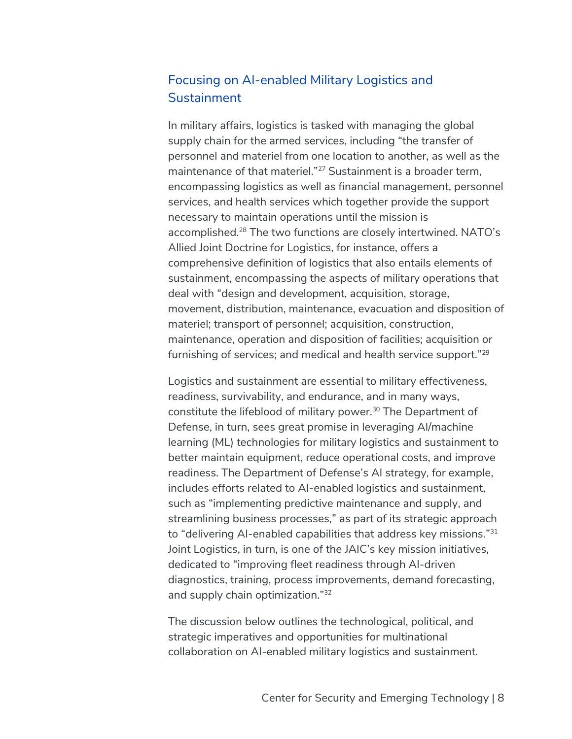## Focusing on AI-enabled Military Logistics and Sustainment

In military affairs, logistics is tasked with managing the global supply chain for the armed services, including "the transfer of personnel and materiel from one location to another, as well as the maintenance of that materiel."[27] Sustainment is a broader term, encompassing logistics as well as financial management, personnel services, and health services which together provide the support necessary to maintain operations until the mission is accomplished.[28] The two functions are closely intertwined. NATO's Allied Joint Doctrine for Logistics, for instance, offers a comprehensive definition of logistics that also entails elements of sustainment, encompassing the aspects of military operations that deal with "design and development, acquisition, storage, movement, distribution, maintenance, evacuation and disposition of materiel; transport of personnel; acquisition, construction, maintenance, operation and disposition of facilities; acquisition or furnishing of services; and medical and health service support."[29]

Logistics and sustainment are essential to military effectiveness, readiness, survivability, and endurance, and in many ways, constitute the lifeblood of military power.[30] The Department of Defense, in turn, sees great promise in leveraging AI/machine learning (ML) technologies for military logistics and sustainment to better maintain equipment, reduce operational costs, and improve readiness. The Department of Defense's AI strategy, for example, includes efforts related to AI-enabled logistics and sustainment, such as "implementing predictive maintenance and supply, and streamlining business processes," as part of its strategic approach to "delivering AI-enabled capabilities that address key missions."[31] Joint Logistics, in turn, is one of the JAIC's key mission initiatives, dedicated to "improving fleet readiness through AI-driven diagnostics, training, process improvements, demand forecasting, and supply chain optimization."[32]

The discussion below outlines the technological, political, and strategic imperatives and opportunities for multinational collaboration on AI-enabled military logistics and sustainment.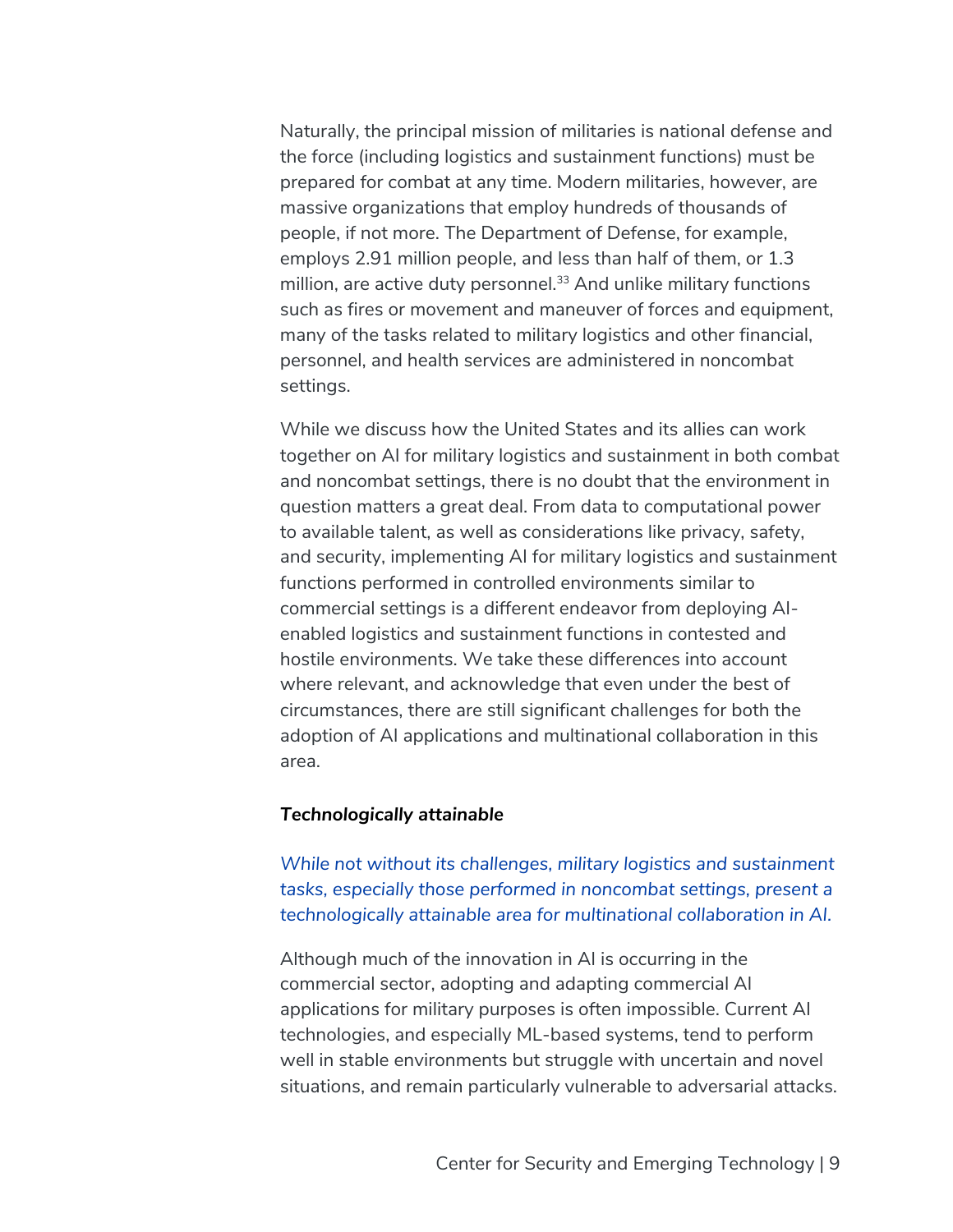Naturally, the principal mission of militaries is national defense and the force (including logistics and sustainment functions) must be prepared for combat at any time. Modern militaries, however, are massive organizations that employ hundreds of thousands of people, if not more. The Department of Defense, for example, employs 2.91 million people, and less than half of them, or 1.3 million, are active duty personnel.[33] And unlike military functions such as fires or movement and maneuver of forces and equipment, many of the tasks related to military logistics and other financial, personnel, and health services are administered in noncombat settings.

While we discuss how the United States and its allies can work together on AI for military logistics and sustainment in both combat and noncombat settings, there is no doubt that the environment in question matters a great deal. From data to computational power to available talent, as well as considerations like privacy, safety, and security, implementing AI for military logistics and sustainment functions performed in controlled environments similar to commercial settings is a different endeavor from deploying AI-enabled logistics and sustainment functions in contested and hostile environments. We take these differences into account where relevant, and acknowledge that even under the best of circumstances, there are still significant challenges for both the adoption of AI applications and multinational collaboration in this area.

***Technologically attainable***

*While not without its challenges, military logistics and sustainment tasks, especially those performed in noncombat settings, present a technologically attainable area for multinational collaboration in AI.*

Although much of the innovation in AI is occurring in the commercial sector, adopting and adapting commercial AI applications for military purposes is often impossible. Current AI technologies, and especially ML-based systems, tend to perform well in stable environments but struggle with uncertain and novel situations, and remain particularly vulnerable to adversarial attacks.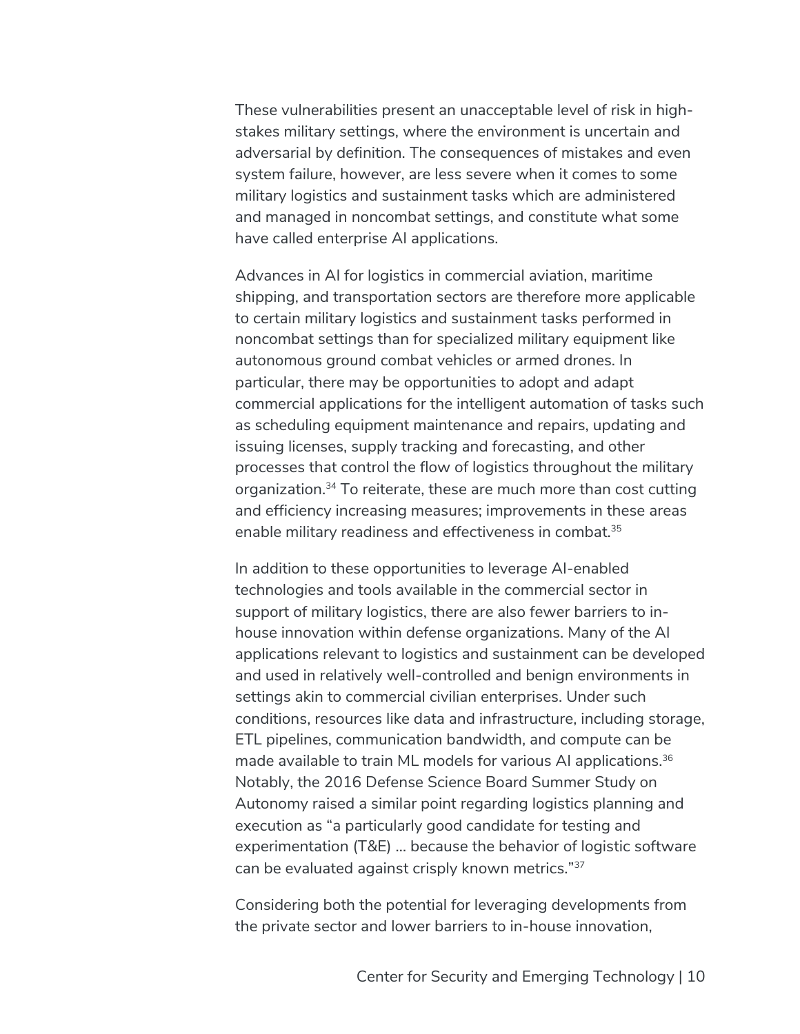These vulnerabilities present an unacceptable level of risk in high-stakes military settings, where the environment is uncertain and adversarial by definition. The consequences of mistakes and even system failure, however, are less severe when it comes to some military logistics and sustainment tasks which are administered and managed in noncombat settings, and constitute what some have called enterprise AI applications.

Advances in AI for logistics in commercial aviation, maritime shipping, and transportation sectors are therefore more applicable to certain military logistics and sustainment tasks performed in noncombat settings than for specialized military equipment like autonomous ground combat vehicles or armed drones. In particular, there may be opportunities to adopt and adapt commercial applications for the intelligent automation of tasks such as scheduling equipment maintenance and repairs, updating and issuing licenses, supply tracking and forecasting, and other processes that control the flow of logistics throughout the military organization.[34] To reiterate, these are much more than cost cutting and efficiency increasing measures; improvements in these areas enable military readiness and effectiveness in combat.[35]

In addition to these opportunities to leverage AI-enabled technologies and tools available in the commercial sector in support of military logistics, there are also fewer barriers to in-house innovation within defense organizations. Many of the AI applications relevant to logistics and sustainment can be developed and used in relatively well-controlled and benign environments in settings akin to commercial civilian enterprises. Under such conditions, resources like data and infrastructure, including storage, ETL pipelines, communication bandwidth, and compute can be made available to train ML models for various AI applications.[36] Notably, the 2016 Defense Science Board Summer Study on Autonomy raised a similar point regarding logistics planning and execution as "a particularly good candidate for testing and experimentation (T&E) … because the behavior of logistic software can be evaluated against crisply known metrics."[37]

Considering both the potential for leveraging developments from the private sector and lower barriers to in-house innovation,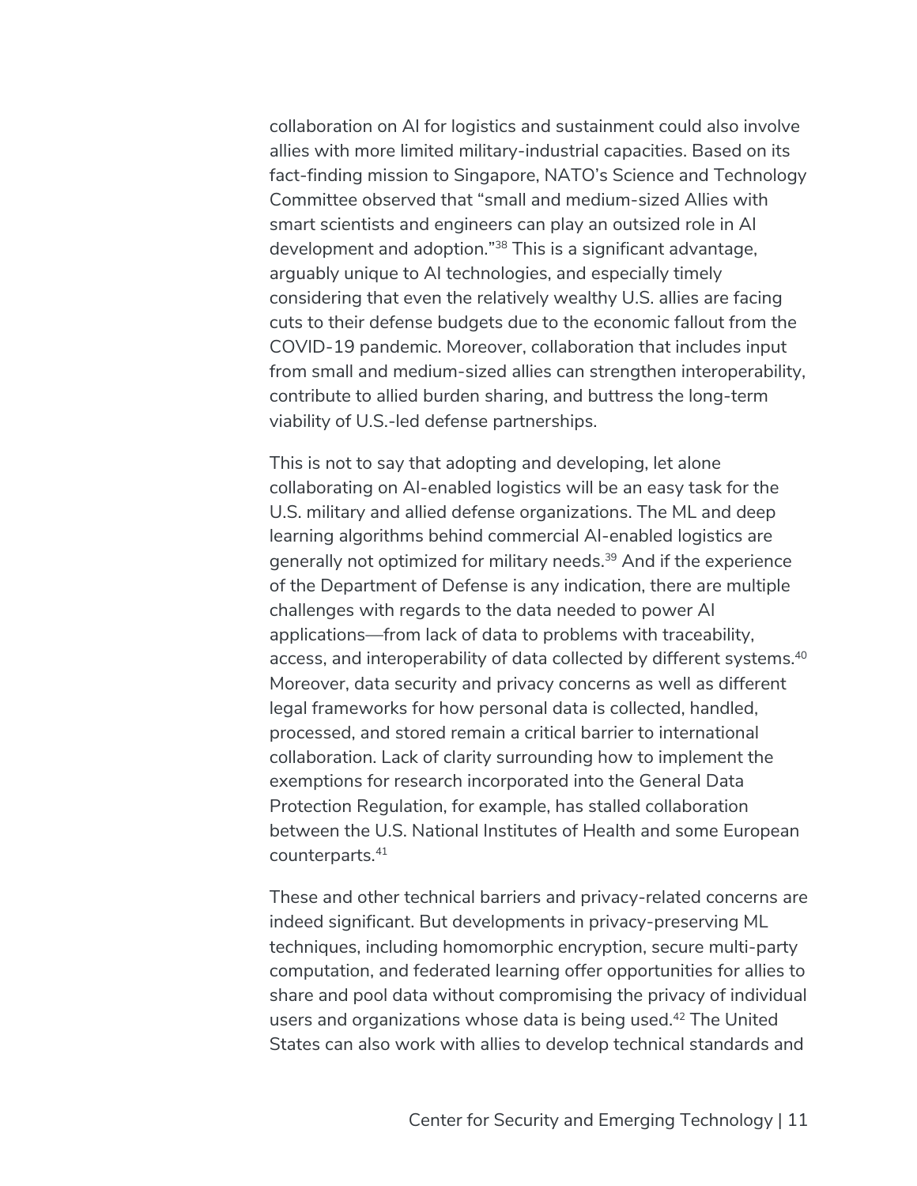collaboration on AI for logistics and sustainment could also involve allies with more limited military-industrial capacities. Based on its fact-finding mission to Singapore, NATO's Science and Technology Committee observed that "small and medium-sized Allies with smart scientists and engineers can play an outsized role in AI development and adoption."[38] This is a significant advantage, arguably unique to AI technologies, and especially timely considering that even the relatively wealthy U.S. allies are facing cuts to their defense budgets due to the economic fallout from the COVID-19 pandemic. Moreover, collaboration that includes input from small and medium-sized allies can strengthen interoperability, contribute to allied burden sharing, and buttress the long-term viability of U.S.-led defense partnerships.

This is not to say that adopting and developing, let alone collaborating on AI-enabled logistics will be an easy task for the U.S. military and allied defense organizations. The ML and deep learning algorithms behind commercial AI-enabled logistics are generally not optimized for military needs.[39] And if the experience of the Department of Defense is any indication, there are multiple challenges with regards to the data needed to power AI applications—from lack of data to problems with traceability, access, and interoperability of data collected by different systems.[40] Moreover, data security and privacy concerns as well as different legal frameworks for how personal data is collected, handled, processed, and stored remain a critical barrier to international collaboration. Lack of clarity surrounding how to implement the exemptions for research incorporated into the General Data Protection Regulation, for example, has stalled collaboration between the U.S. National Institutes of Health and some European counterparts.[41]

These and other technical barriers and privacy-related concerns are indeed significant. But developments in privacy-preserving ML techniques, including homomorphic encryption, secure multi-party computation, and federated learning offer opportunities for allies to share and pool data without compromising the privacy of individual users and organizations whose data is being used.[42] The United States can also work with allies to develop technical standards and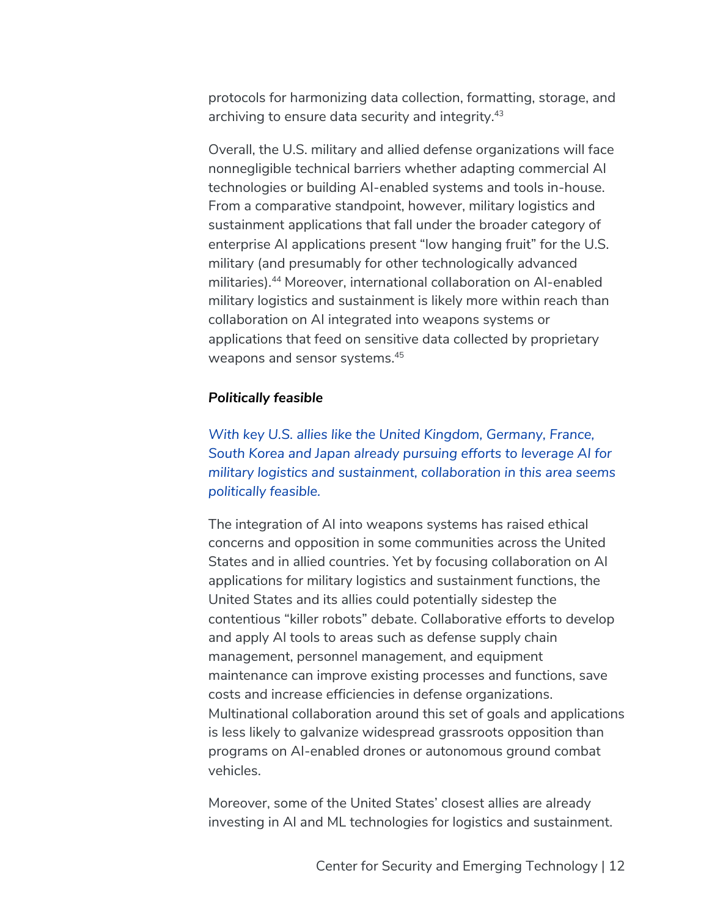protocols for harmonizing data collection, formatting, storage, and archiving to ensure data security and integrity.[43]

Overall, the U.S. military and allied defense organizations will face nonnegligible technical barriers whether adapting commercial AI technologies or building AI-enabled systems and tools in-house. From a comparative standpoint, however, military logistics and sustainment applications that fall under the broader category of enterprise AI applications present "low hanging fruit" for the U.S. military (and presumably for other technologically advanced militaries).[44] Moreover, international collaboration on AI-enabled military logistics and sustainment is likely more within reach than collaboration on AI integrated into weapons systems or applications that feed on sensitive data collected by proprietary weapons and sensor systems.[45]

***Politically feasible***

*With key U.S. allies like the United Kingdom, Germany, France, South Korea and Japan already pursuing efforts to leverage AI for military logistics and sustainment, collaboration in this area seems politically feasible.*

The integration of AI into weapons systems has raised ethical concerns and opposition in some communities across the United States and in allied countries. Yet by focusing collaboration on AI applications for military logistics and sustainment functions, the United States and its allies could potentially sidestep the contentious "killer robots" debate. Collaborative efforts to develop and apply AI tools to areas such as defense supply chain management, personnel management, and equipment maintenance can improve existing processes and functions, save costs and increase efficiencies in defense organizations. Multinational collaboration around this set of goals and applications is less likely to galvanize widespread grassroots opposition than programs on AI-enabled drones or autonomous ground combat vehicles.

Moreover, some of the United States' closest allies are already investing in AI and ML technologies for logistics and sustainment.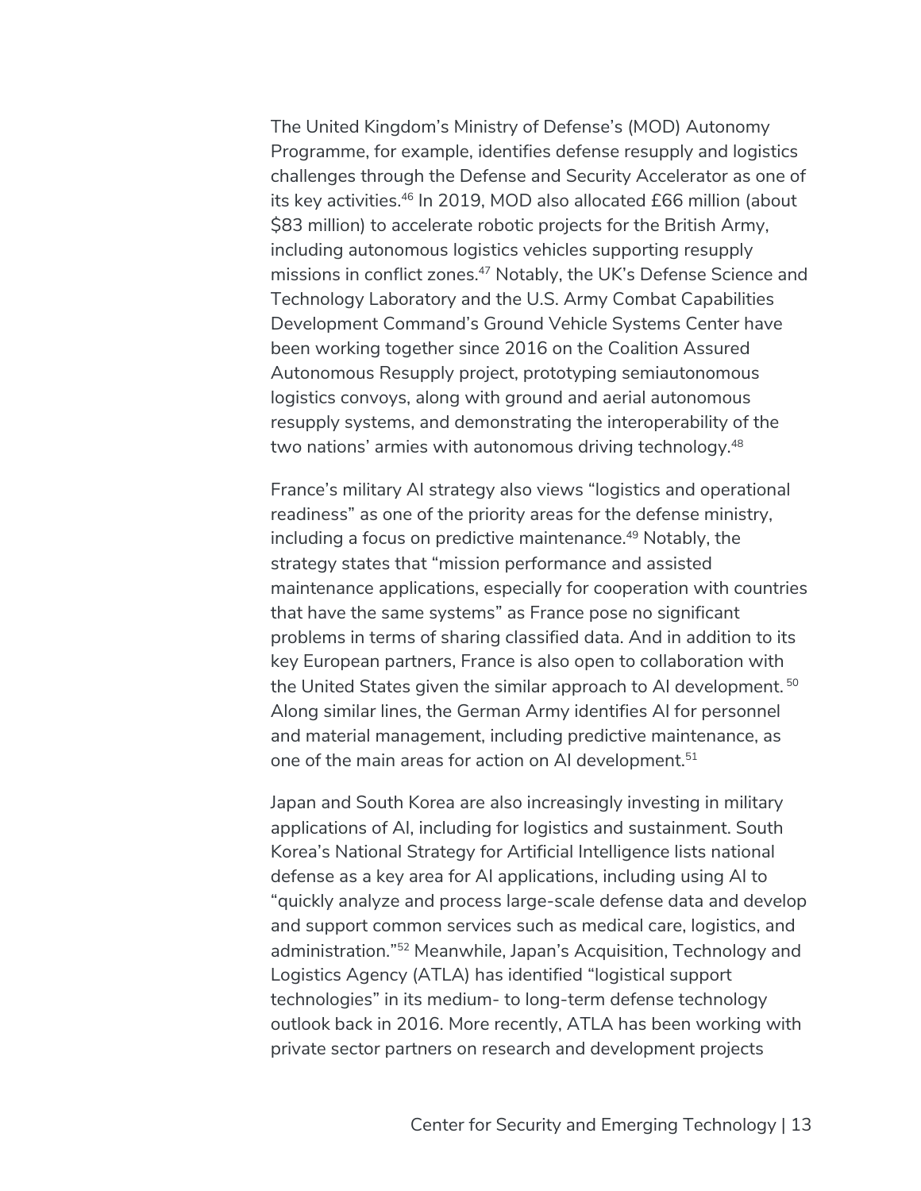The United Kingdom's Ministry of Defense's (MOD) Autonomy Programme, for example, identifies defense resupply and logistics challenges through the Defense and Security Accelerator as one of its key activities.[46] In 2019, MOD also allocated £66 million (about $83 million) to accelerate robotic projects for the British Army, including autonomous logistics vehicles supporting resupply missions in conflict zones.[47] Notably, the UK's Defense Science and Technology Laboratory and the U.S. Army Combat Capabilities Development Command's Ground Vehicle Systems Center have been working together since 2016 on the Coalition Assured Autonomous Resupply project, prototyping semiautonomous logistics convoys, along with ground and aerial autonomous resupply systems, and demonstrating the interoperability of the two nations' armies with autonomous driving technology.[48]

France's military AI strategy also views "logistics and operational readiness" as one of the priority areas for the defense ministry, including a focus on predictive maintenance.[49] Notably, the strategy states that "mission performance and assisted maintenance applications, especially for cooperation with countries that have the same systems" as France pose no significant problems in terms of sharing classified data. And in addition to its key European partners, France is also open to collaboration with the United States given the similar approach to AI development.[50] Along similar lines, the German Army identifies AI for personnel and material management, including predictive maintenance, as one of the main areas for action on AI development.[51]

Japan and South Korea are also increasingly investing in military applications of AI, including for logistics and sustainment. South Korea's National Strategy for Artificial Intelligence lists national defense as a key area for AI applications, including using AI to "quickly analyze and process large-scale defense data and develop and support common services such as medical care, logistics, and administration."[52] Meanwhile, Japan's Acquisition, Technology and Logistics Agency (ATLA) has identified "logistical support technologies" in its medium- to long-term defense technology outlook back in 2016. More recently, ATLA has been working with private sector partners on research and development projects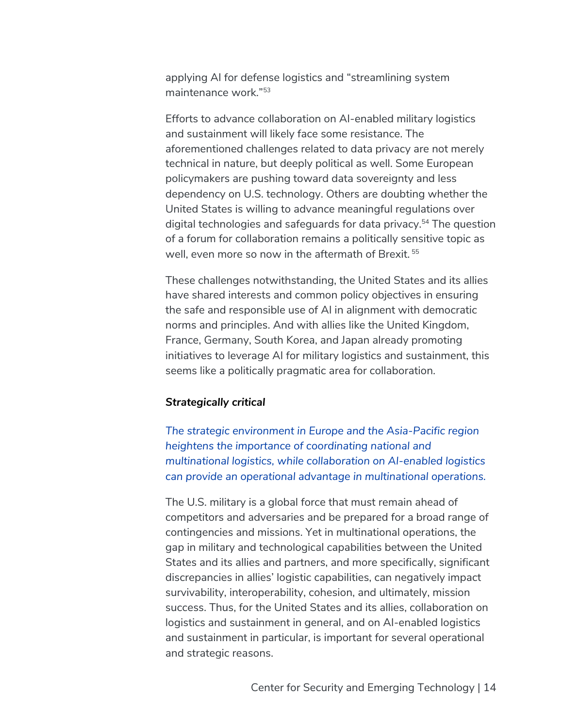applying AI for defense logistics and “streamlining system maintenance work.”[53]

Efforts to advance collaboration on AI-enabled military logistics and sustainment will likely face some resistance. The aforementioned challenges related to data privacy are not merely technical in nature, but deeply political as well. Some European policymakers are pushing toward data sovereignty and less dependency on U.S. technology. Others are doubting whether the United States is willing to advance meaningful regulations over digital technologies and safeguards for data privacy.[54] The question of a forum for collaboration remains a politically sensitive topic as well, even more so now in the aftermath of Brexit.[55]

These challenges notwithstanding, the United States and its allies have shared interests and common policy objectives in ensuring the safe and responsible use of AI in alignment with democratic norms and principles. And with allies like the United Kingdom, France, Germany, South Korea, and Japan already promoting initiatives to leverage AI for military logistics and sustainment, this seems like a politically pragmatic area for collaboration.

***Strategically critical***

*The strategic environment in Europe and the Asia-Pacific region heightens the importance of coordinating national and multinational logistics, while collaboration on AI-enabled logistics can provide an operational advantage in multinational operations.*

The U.S. military is a global force that must remain ahead of competitors and adversaries and be prepared for a broad range of contingencies and missions. Yet in multinational operations, the gap in military and technological capabilities between the United States and its allies and partners, and more specifically, significant discrepancies in allies’ logistic capabilities, can negatively impact survivability, interoperability, cohesion, and ultimately, mission success. Thus, for the United States and its allies, collaboration on logistics and sustainment in general, and on AI-enabled logistics and sustainment in particular, is important for several operational and strategic reasons.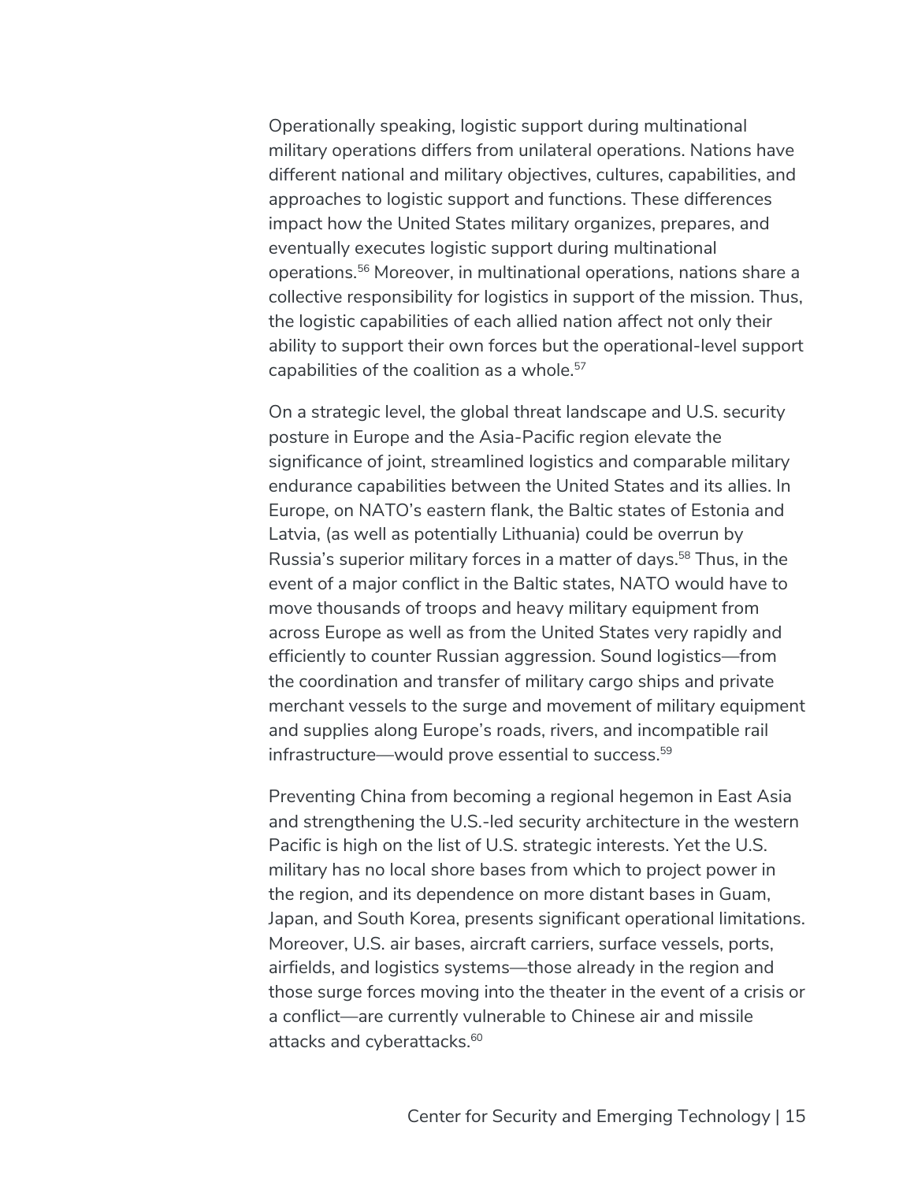Operationally speaking, logistic support during multinational military operations differs from unilateral operations. Nations have different national and military objectives, cultures, capabilities, and approaches to logistic support and functions. These differences impact how the United States military organizes, prepares, and eventually executes logistic support during multinational operations.[56] Moreover, in multinational operations, nations share a collective responsibility for logistics in support of the mission. Thus, the logistic capabilities of each allied nation affect not only their ability to support their own forces but the operational-level support capabilities of the coalition as a whole.[57]

On a strategic level, the global threat landscape and U.S. security posture in Europe and the Asia-Pacific region elevate the significance of joint, streamlined logistics and comparable military endurance capabilities between the United States and its allies. In Europe, on NATO's eastern flank, the Baltic states of Estonia and Latvia, (as well as potentially Lithuania) could be overrun by Russia's superior military forces in a matter of days.[58] Thus, in the event of a major conflict in the Baltic states, NATO would have to move thousands of troops and heavy military equipment from across Europe as well as from the United States very rapidly and efficiently to counter Russian aggression. Sound logistics—from the coordination and transfer of military cargo ships and private merchant vessels to the surge and movement of military equipment and supplies along Europe's roads, rivers, and incompatible rail infrastructure—would prove essential to success.[59]

Preventing China from becoming a regional hegemon in East Asia and strengthening the U.S.-led security architecture in the western Pacific is high on the list of U.S. strategic interests. Yet the U.S. military has no local shore bases from which to project power in the region, and its dependence on more distant bases in Guam, Japan, and South Korea, presents significant operational limitations. Moreover, U.S. air bases, aircraft carriers, surface vessels, ports, airfields, and logistics systems—those already in the region and those surge forces moving into the theater in the event of a crisis or a conflict—are currently vulnerable to Chinese air and missile attacks and cyberattacks.[60]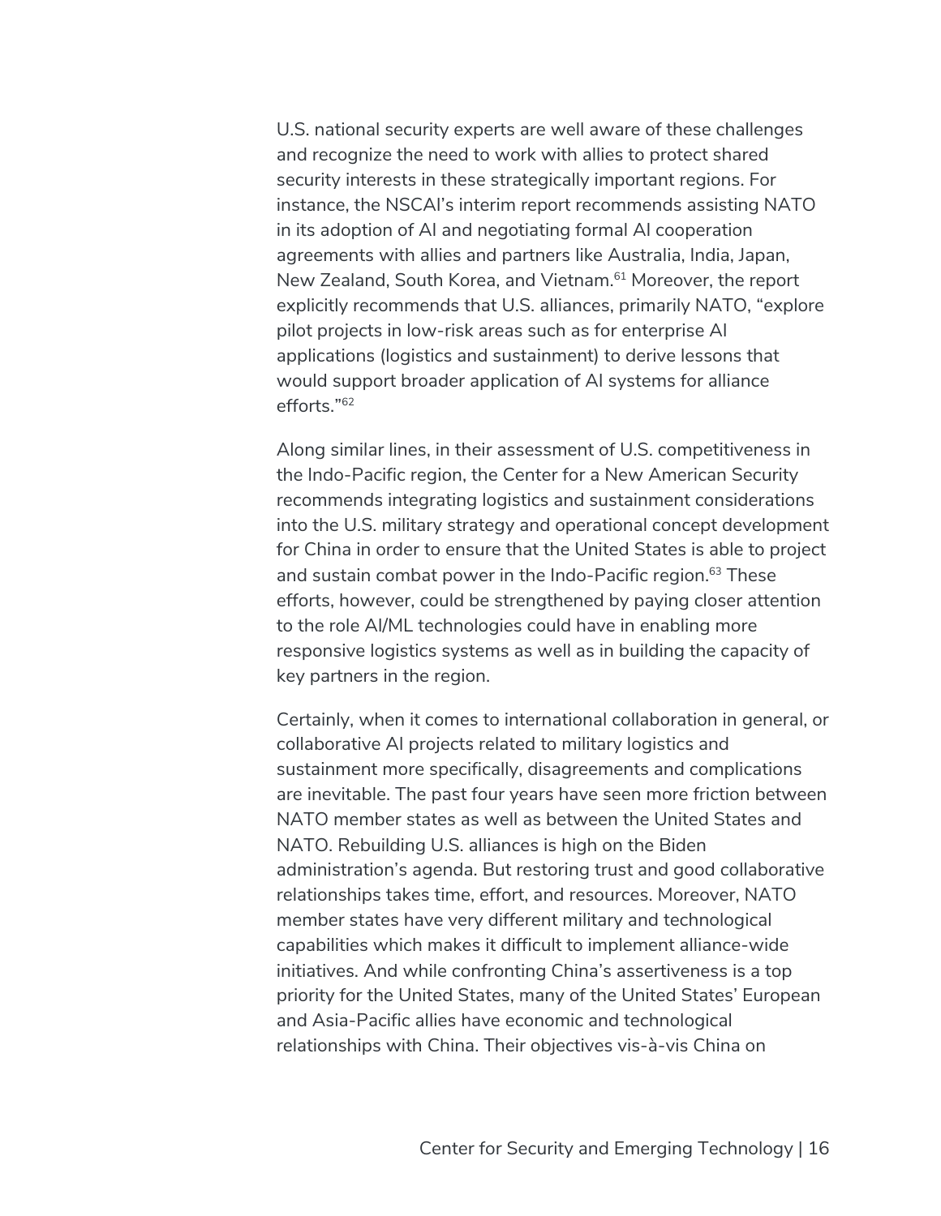U.S. national security experts are well aware of these challenges and recognize the need to work with allies to protect shared security interests in these strategically important regions. For instance, the NSCAI's interim report recommends assisting NATO in its adoption of AI and negotiating formal AI cooperation agreements with allies and partners like Australia, India, Japan, New Zealand, South Korea, and Vietnam.[61] Moreover, the report explicitly recommends that U.S. alliances, primarily NATO, "explore pilot projects in low-risk areas such as for enterprise AI applications (logistics and sustainment) to derive lessons that would support broader application of AI systems for alliance efforts."[62]

Along similar lines, in their assessment of U.S. competitiveness in the Indo-Pacific region, the Center for a New American Security recommends integrating logistics and sustainment considerations into the U.S. military strategy and operational concept development for China in order to ensure that the United States is able to project and sustain combat power in the Indo-Pacific region.[63] These efforts, however, could be strengthened by paying closer attention to the role AI/ML technologies could have in enabling more responsive logistics systems as well as in building the capacity of key partners in the region.

Certainly, when it comes to international collaboration in general, or collaborative AI projects related to military logistics and sustainment more specifically, disagreements and complications are inevitable. The past four years have seen more friction between NATO member states as well as between the United States and NATO. Rebuilding U.S. alliances is high on the Biden administration's agenda. But restoring trust and good collaborative relationships takes time, effort, and resources. Moreover, NATO member states have very different military and technological capabilities which makes it difficult to implement alliance-wide initiatives. And while confronting China's assertiveness is a top priority for the United States, many of the United States' European and Asia-Pacific allies have economic and technological relationships with China. Their objectives vis-à-vis China on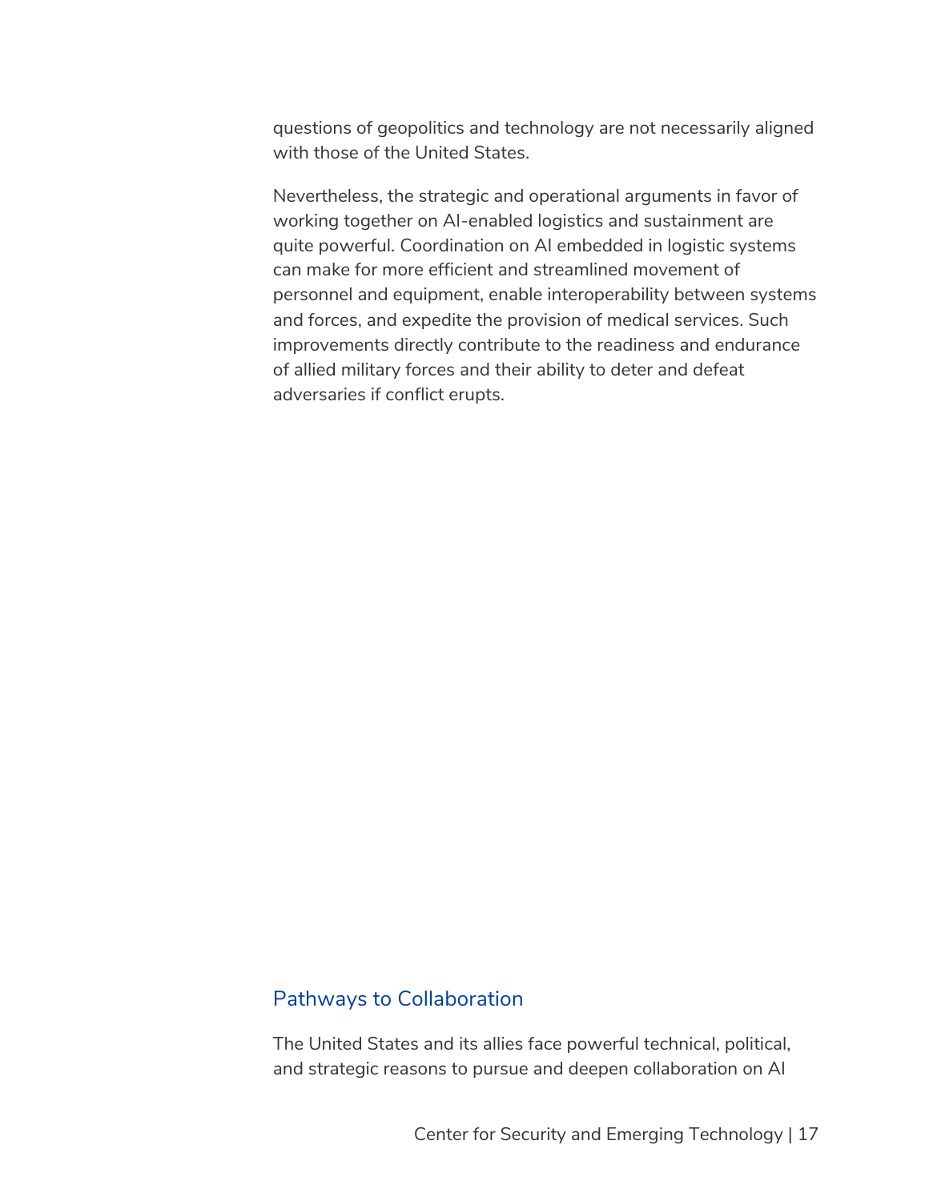questions of geopolitics and technology are not necessarily aligned with those of the United States.

Nevertheless, the strategic and operational arguments in favor of working together on AI-enabled logistics and sustainment are quite powerful. Coordination on AI embedded in logistic systems can make for more efficient and streamlined movement of personnel and equipment, enable interoperability between systems and forces, and expedite the provision of medical services. Such improvements directly contribute to the readiness and endurance of allied military forces and their ability to deter and defeat adversaries if conflict erupts.

## Pathways to Collaboration

The United States and its allies face powerful technical, political, and strategic reasons to pursue and deepen collaboration on AI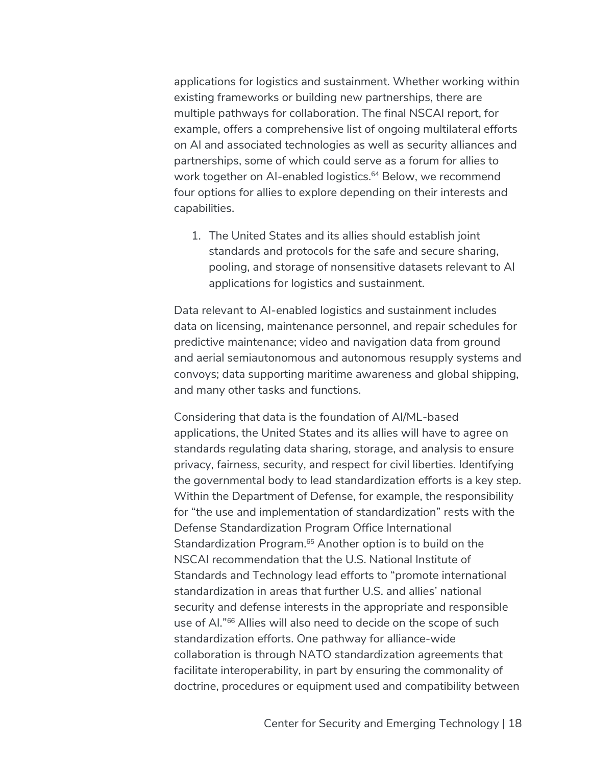applications for logistics and sustainment. Whether working within existing frameworks or building new partnerships, there are multiple pathways for collaboration. The final NSCAI report, for example, offers a comprehensive list of ongoing multilateral efforts on AI and associated technologies as well as security alliances and partnerships, some of which could serve as a forum for allies to work together on AI-enabled logistics.[64] Below, we recommend four options for allies to explore depending on their interests and capabilities.

1. The United States and its allies should establish joint standards and protocols for the safe and secure sharing, pooling, and storage of nonsensitive datasets relevant to AI applications for logistics and sustainment.

Data relevant to AI-enabled logistics and sustainment includes data on licensing, maintenance personnel, and repair schedules for predictive maintenance; video and navigation data from ground and aerial semiautonomous and autonomous resupply systems and convoys; data supporting maritime awareness and global shipping, and many other tasks and functions.

Considering that data is the foundation of AI/ML-based applications, the United States and its allies will have to agree on standards regulating data sharing, storage, and analysis to ensure privacy, fairness, security, and respect for civil liberties. Identifying the governmental body to lead standardization efforts is a key step. Within the Department of Defense, for example, the responsibility for "the use and implementation of standardization" rests with the Defense Standardization Program Office International Standardization Program.[65] Another option is to build on the NSCAI recommendation that the U.S. National Institute of Standards and Technology lead efforts to "promote international standardization in areas that further U.S. and allies' national security and defense interests in the appropriate and responsible use of AI."[66] Allies will also need to decide on the scope of such standardization efforts. One pathway for alliance-wide collaboration is through NATO standardization agreements that facilitate interoperability, in part by ensuring the commonality of doctrine, procedures or equipment used and compatibility between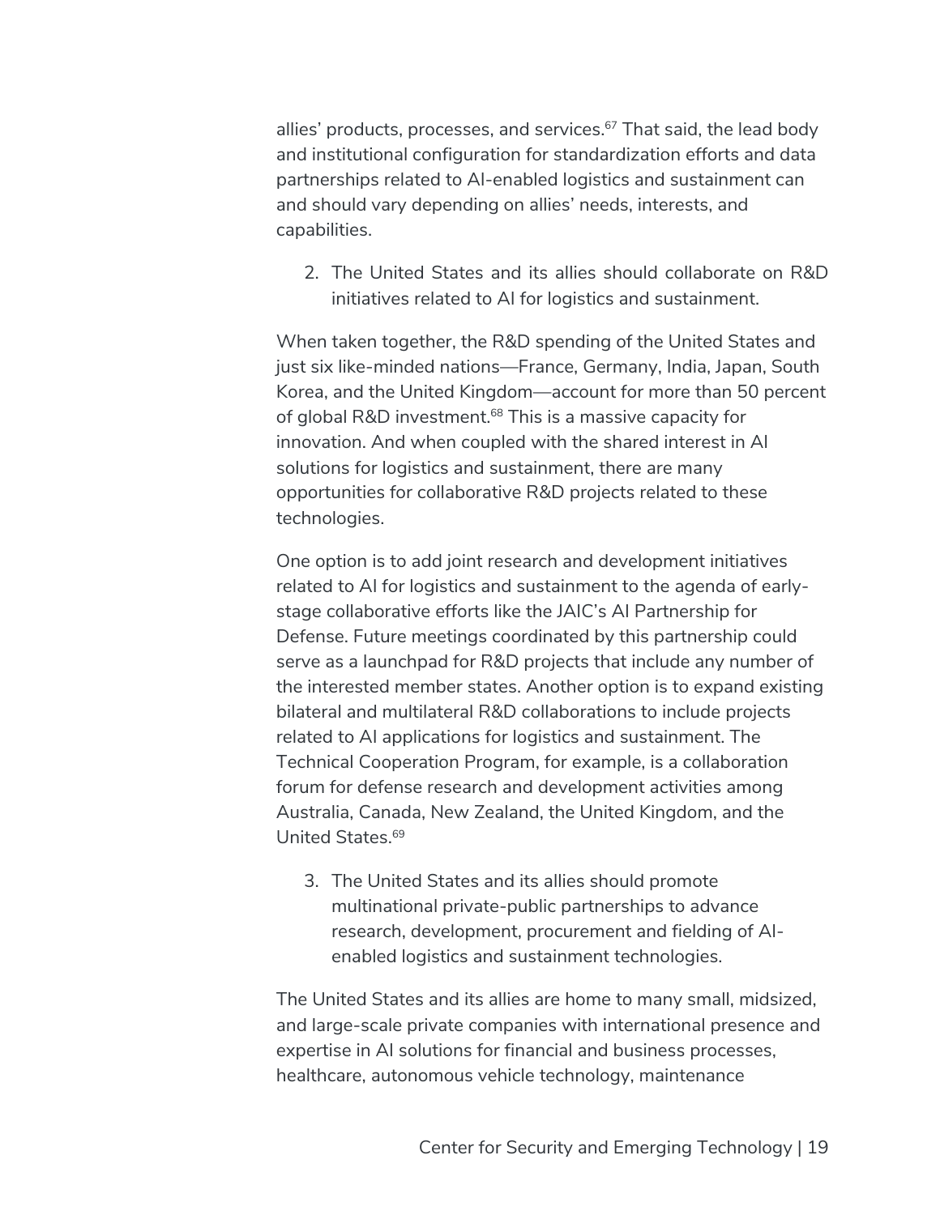allies' products, processes, and services.[67] That said, the lead body and institutional configuration for standardization efforts and data partnerships related to AI-enabled logistics and sustainment can and should vary depending on allies' needs, interests, and capabilities.

2. The United States and its allies should collaborate on R&D initiatives related to AI for logistics and sustainment.

When taken together, the R&D spending of the United States and just six like-minded nations—France, Germany, India, Japan, South Korea, and the United Kingdom—account for more than 50 percent of global R&D investment.[68] This is a massive capacity for innovation. And when coupled with the shared interest in AI solutions for logistics and sustainment, there are many opportunities for collaborative R&D projects related to these technologies.

One option is to add joint research and development initiatives related to AI for logistics and sustainment to the agenda of early-stage collaborative efforts like the JAIC's AI Partnership for Defense. Future meetings coordinated by this partnership could serve as a launchpad for R&D projects that include any number of the interested member states. Another option is to expand existing bilateral and multilateral R&D collaborations to include projects related to AI applications for logistics and sustainment. The Technical Cooperation Program, for example, is a collaboration forum for defense research and development activities among Australia, Canada, New Zealand, the United Kingdom, and the United States.[69]

3. The United States and its allies should promote multinational private-public partnerships to advance research, development, procurement and fielding of AI-enabled logistics and sustainment technologies.

The United States and its allies are home to many small, midsized, and large-scale private companies with international presence and expertise in AI solutions for financial and business processes, healthcare, autonomous vehicle technology, maintenance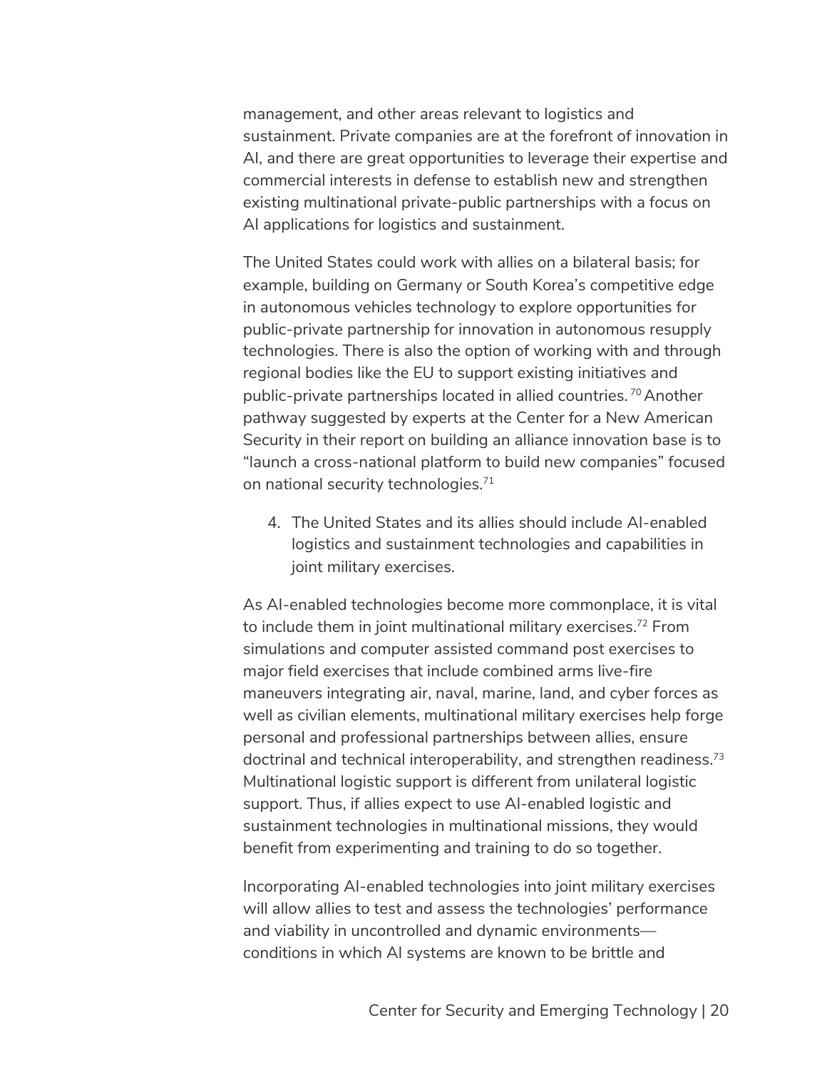management, and other areas relevant to logistics and sustainment. Private companies are at the forefront of innovation in AI, and there are great opportunities to leverage their expertise and commercial interests in defense to establish new and strengthen existing multinational private-public partnerships with a focus on AI applications for logistics and sustainment.

The United States could work with allies on a bilateral basis; for example, building on Germany or South Korea's competitive edge in autonomous vehicles technology to explore opportunities for public-private partnership for innovation in autonomous resupply technologies. There is also the option of working with and through regional bodies like the EU to support existing initiatives and public-private partnerships located in allied countries.[70] Another pathway suggested by experts at the Center for a New American Security in their report on building an alliance innovation base is to "launch a cross-national platform to build new companies" focused on national security technologies.[71]

4. The United States and its allies should include AI-enabled logistics and sustainment technologies and capabilities in joint military exercises.

As AI-enabled technologies become more commonplace, it is vital to include them in joint multinational military exercises.[72] From simulations and computer assisted command post exercises to major field exercises that include combined arms live-fire maneuvers integrating air, naval, marine, land, and cyber forces as well as civilian elements, multinational military exercises help forge personal and professional partnerships between allies, ensure doctrinal and technical interoperability, and strengthen readiness.[73] Multinational logistic support is different from unilateral logistic support. Thus, if allies expect to use AI-enabled logistic and sustainment technologies in multinational missions, they would benefit from experimenting and training to do so together.

Incorporating AI-enabled technologies into joint military exercises will allow allies to test and assess the technologies' performance and viability in uncontrolled and dynamic environments—conditions in which AI systems are known to be brittle and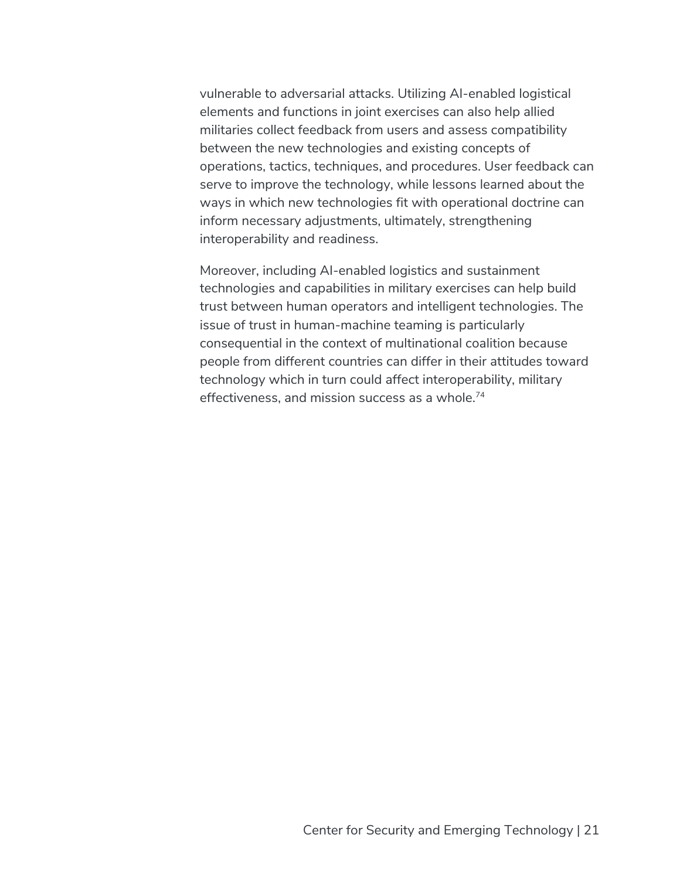vulnerable to adversarial attacks. Utilizing AI-enabled logistical elements and functions in joint exercises can also help allied militaries collect feedback from users and assess compatibility between the new technologies and existing concepts of operations, tactics, techniques, and procedures. User feedback can serve to improve the technology, while lessons learned about the ways in which new technologies fit with operational doctrine can inform necessary adjustments, ultimately, strengthening interoperability and readiness.

Moreover, including AI-enabled logistics and sustainment technologies and capabilities in military exercises can help build trust between human operators and intelligent technologies. The issue of trust in human-machine teaming is particularly consequential in the context of multinational coalition because people from different countries can differ in their attitudes toward technology which in turn could affect interoperability, military effectiveness, and mission success as a whole.[74]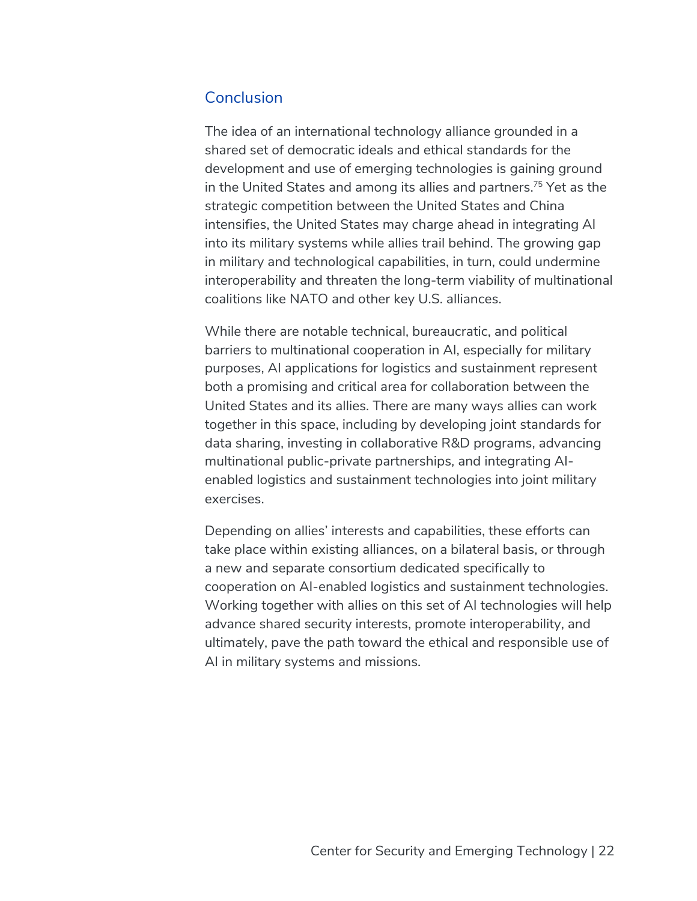## Conclusion

The idea of an international technology alliance grounded in a shared set of democratic ideals and ethical standards for the development and use of emerging technologies is gaining ground in the United States and among its allies and partners.[75] Yet as the strategic competition between the United States and China intensifies, the United States may charge ahead in integrating AI into its military systems while allies trail behind. The growing gap in military and technological capabilities, in turn, could undermine interoperability and threaten the long-term viability of multinational coalitions like NATO and other key U.S. alliances.

While there are notable technical, bureaucratic, and political barriers to multinational cooperation in AI, especially for military purposes, AI applications for logistics and sustainment represent both a promising and critical area for collaboration between the United States and its allies. There are many ways allies can work together in this space, including by developing joint standards for data sharing, investing in collaborative R&D programs, advancing multinational public-private partnerships, and integrating AI-enabled logistics and sustainment technologies into joint military exercises.

Depending on allies' interests and capabilities, these efforts can take place within existing alliances, on a bilateral basis, or through a new and separate consortium dedicated specifically to cooperation on AI-enabled logistics and sustainment technologies. Working together with allies on this set of AI technologies will help advance shared security interests, promote interoperability, and ultimately, pave the path toward the ethical and responsible use of AI in military systems and missions.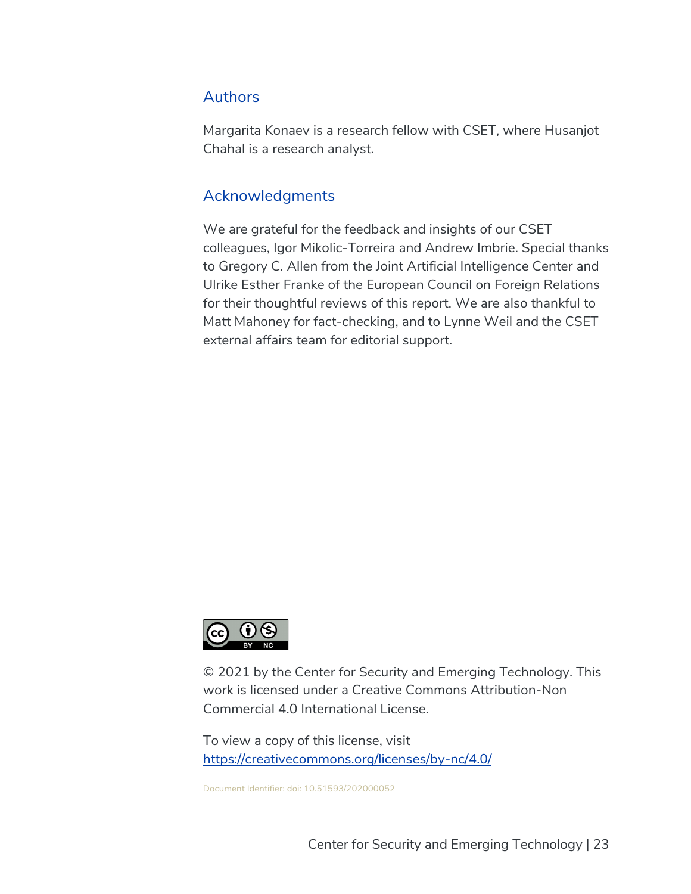## Authors

Margarita Konaev is a research fellow with CSET, where Husanjot Chahal is a research analyst.

## Acknowledgments

We are grateful for the feedback and insights of our CSET colleagues, Igor Mikolic-Torreira and Andrew Imbrie. Special thanks to Gregory C. Allen from the Joint Artificial Intelligence Center and Ulrike Esther Franke of the European Council on Foreign Relations for their thoughtful reviews of this report. We are also thankful to Matt Mahoney for fact-checking, and to Lynne Weil and the CSET external affairs team for editorial support.

© 2021 by the Center for Security and Emerging Technology. This work is licensed under a Creative Commons Attribution-Non Commercial 4.0 International License.

To view a copy of this license, visit https://creativecommons.org/licenses/by-nc/4.0/

Document Identifier: doi: 10.51593/202000052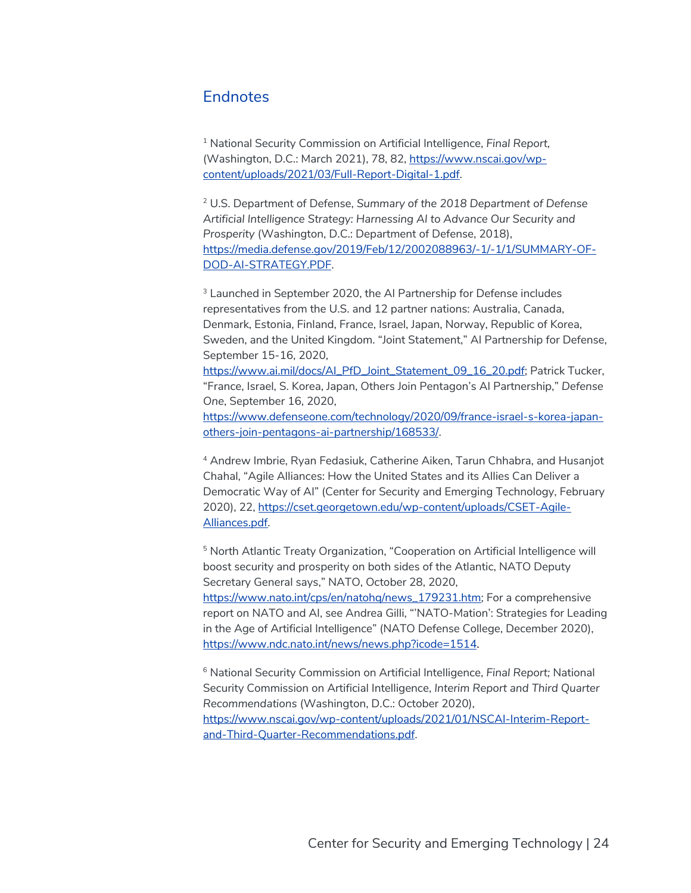## Endnotes

[1] National Security Commission on Artificial Intelligence, *Final Report,* (Washington, D.C.: March 2021), 78, 82, https://www.nscai.gov/wp-content/uploads/2021/03/Full-Report-Digital-1.pdf.

[2] U.S. Department of Defense, *Summary of the 2018 Department of Defense Artificial Intelligence Strategy: Harnessing AI to Advance Our Security and Prosperity* (Washington, D.C.: Department of Defense, 2018), https://media.defense.gov/2019/Feb/12/2002088963/-1/-1/1/SUMMARY-OF-DOD-AI-STRATEGY.PDF.

[3] Launched in September 2020, the AI Partnership for Defense includes representatives from the U.S. and 12 partner nations: Australia, Canada, Denmark, Estonia, Finland, France, Israel, Japan, Norway, Republic of Korea, Sweden, and the United Kingdom. "Joint Statement," AI Partnership for Defense, September 15-16, 2020, https://www.ai.mil/docs/AI_PfD_Joint_Statement_09_16_20.pdf; Patrick Tucker, "France, Israel, S. Korea, Japan, Others Join Pentagon's AI Partnership," *Defense One*, September 16, 2020, https://www.defenseone.com/technology/2020/09/france-israel-s-korea-japan-others-join-pentagons-ai-partnership/168533/.

[4] Andrew Imbrie, Ryan Fedasiuk, Catherine Aiken, Tarun Chhabra, and Husanjot Chahal, "Agile Alliances: How the United States and its Allies Can Deliver a Democratic Way of AI" (Center for Security and Emerging Technology, February 2020), 22, https://cset.georgetown.edu/wp-content/uploads/CSET-Agile-Alliances.pdf.

[5] North Atlantic Treaty Organization, "Cooperation on Artificial Intelligence will boost security and prosperity on both sides of the Atlantic, NATO Deputy Secretary General says," NATO, October 28, 2020, https://www.nato.int/cps/en/natohq/news_179231.htm; For a comprehensive report on NATO and AI, see Andrea Gilli, "'NATO-Mation': Strategies for Leading in the Age of Artificial Intelligence" (NATO Defense College, December 2020), https://www.ndc.nato.int/news/news.php?icode=1514.

[6] National Security Commission on Artificial Intelligence, *Final Report*; National Security Commission on Artificial Intelligence, *Interim Report and Third Quarter Recommendations* (Washington, D.C.: October 2020), https://www.nscai.gov/wp-content/uploads/2021/01/NSCAI-Interim-Report-and-Third-Quarter-Recommendations.pdf.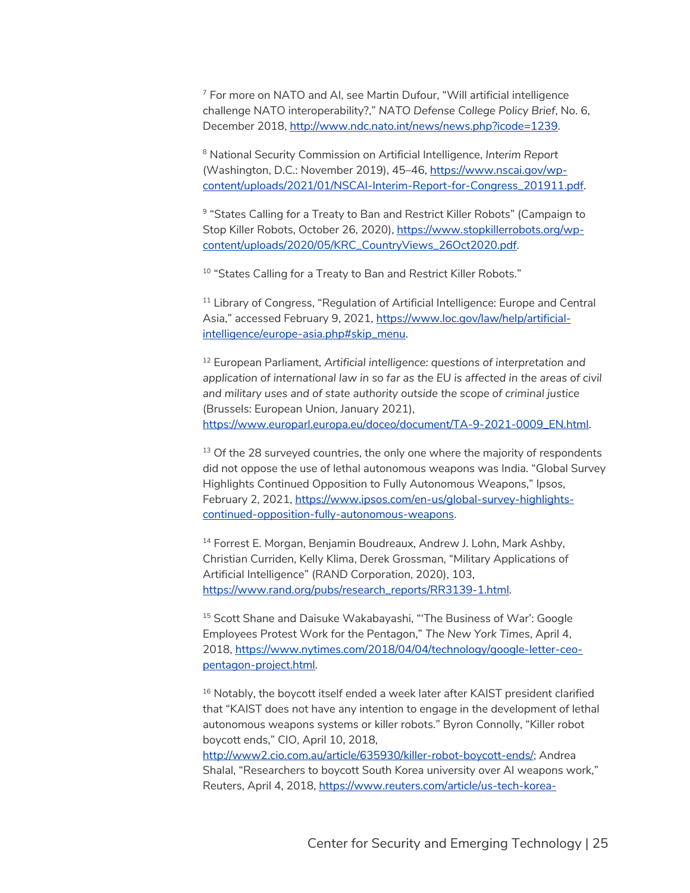[7] For more on NATO and AI, see Martin Dufour, "Will artificial intelligence challenge NATO interoperability?," *NATO Defense College Policy Brief*, No. 6, December 2018, http://www.ndc.nato.int/news/news.php?icode=1239.

[8] National Security Commission on Artificial Intelligence, *Interim Report* (Washington, D.C.: November 2019), 45–46, https://www.nscai.gov/wp-content/uploads/2021/01/NSCAI-Interim-Report-for-Congress_201911.pdf.

[9] "States Calling for a Treaty to Ban and Restrict Killer Robots" (Campaign to Stop Killer Robots, October 26, 2020), https://www.stopkillerrobots.org/wp-content/uploads/2020/05/KRC_CountryViews_26Oct2020.pdf.

[10] "States Calling for a Treaty to Ban and Restrict Killer Robots."

[11] Library of Congress, "Regulation of Artificial Intelligence: Europe and Central Asia," accessed February 9, 2021, https://www.loc.gov/law/help/artificial-intelligence/europe-asia.php#skip_menu.

[12] European Parliament, *Artificial intelligence: questions of interpretation and application of international law in so far as the EU is affected in the areas of civil and military uses and of state authority outside the scope of criminal justice* (Brussels: European Union, January 2021), https://www.europarl.europa.eu/doceo/document/TA-9-2021-0009_EN.html.

[13] Of the 28 surveyed countries, the only one where the majority of respondents did not oppose the use of lethal autonomous weapons was India. "Global Survey Highlights Continued Opposition to Fully Autonomous Weapons," Ipsos, February 2, 2021, https://www.ipsos.com/en-us/global-survey-highlights-continued-opposition-fully-autonomous-weapons.

[14] Forrest E. Morgan, Benjamin Boudreaux, Andrew J. Lohn, Mark Ashby, Christian Curriden, Kelly Klima, Derek Grossman, "Military Applications of Artificial Intelligence" (RAND Corporation, 2020), 103, https://www.rand.org/pubs/research_reports/RR3139-1.html.

[15] Scott Shane and Daisuke Wakabayashi, "'The Business of War': Google Employees Protest Work for the Pentagon," *The New York Times*, April 4, 2018, https://www.nytimes.com/2018/04/04/technology/google-letter-ceo-pentagon-project.html.

[16] Notably, the boycott itself ended a week later after KAIST president clarified that "KAIST does not have any intention to engage in the development of lethal autonomous weapons systems or killer robots." Byron Connolly, "Killer robot boycott ends," CIO, April 10, 2018, http://www2.cio.com.au/article/635930/killer-robot-boycott-ends/; Andrea Shalal, "Researchers to boycott South Korea university over AI weapons work," Reuters, April 4, 2018, https://www.reuters.com/article/us-tech-korea-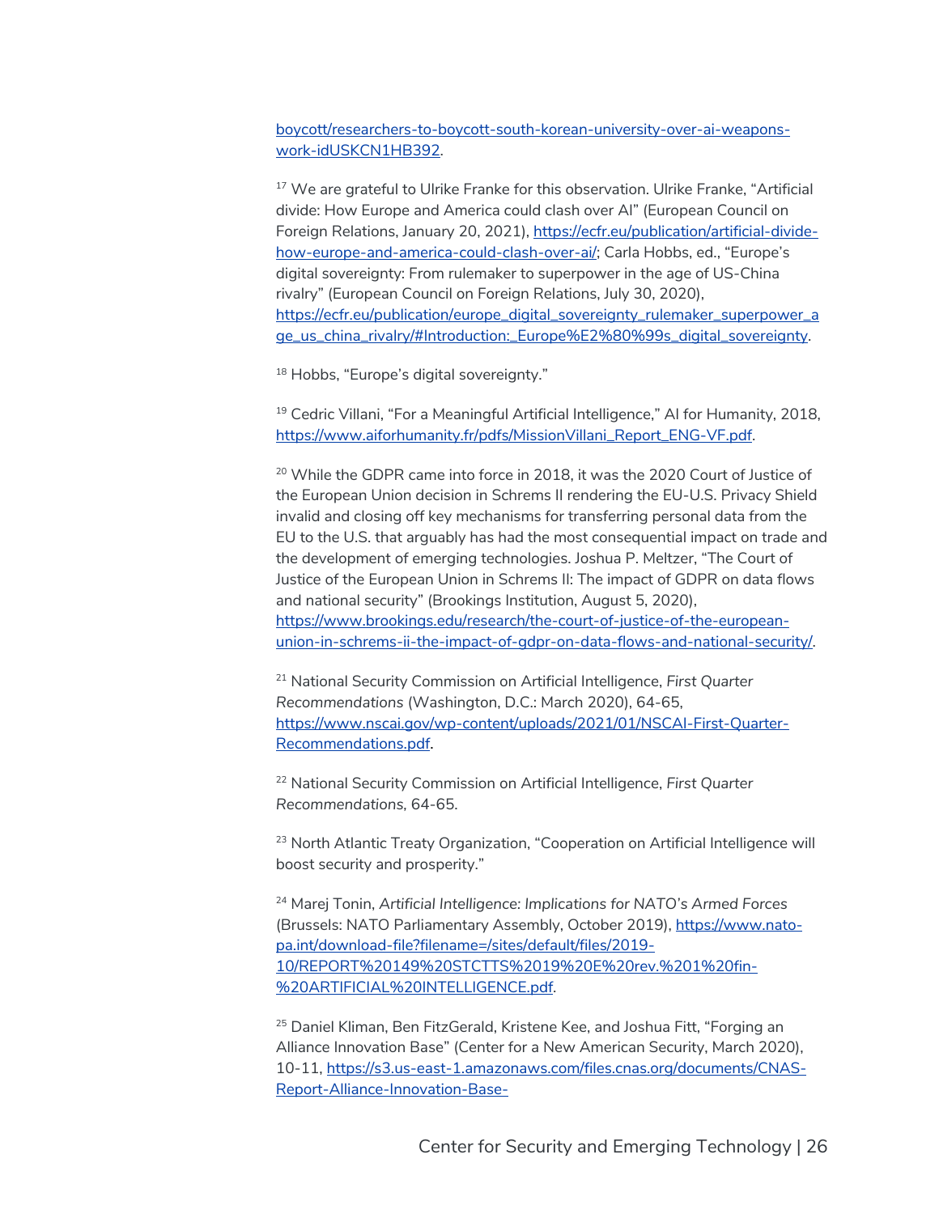boycott/researchers-to-boycott-south-korean-university-over-ai-weapons-work-idUSKCN1HB392.

[17] We are grateful to Ulrike Franke for this observation. Ulrike Franke, “Artificial divide: How Europe and America could clash over AI” (European Council on Foreign Relations, January 20, 2021), https://ecfr.eu/publication/artificial-divide-how-europe-and-america-could-clash-over-ai/; Carla Hobbs, ed., “Europe’s digital sovereignty: From rulemaker to superpower in the age of US-China rivalry” (European Council on Foreign Relations, July 30, 2020), https://ecfr.eu/publication/europe_digital_sovereignty_rulemaker_superpower_age_us_china_rivalry/#Introduction:_Europe%E2%80%99s_digital_sovereignty.

[18] Hobbs, “Europe’s digital sovereignty.”

[19] Cedric Villani, “For a Meaningful Artificial Intelligence,” AI for Humanity, 2018, https://www.aiforhumanity.fr/pdfs/MissionVillani_Report_ENG-VF.pdf.

[20] While the GDPR came into force in 2018, it was the 2020 Court of Justice of the European Union decision in Schrems II rendering the EU-U.S. Privacy Shield invalid and closing off key mechanisms for transferring personal data from the EU to the U.S. that arguably has had the most consequential impact on trade and the development of emerging technologies. Joshua P. Meltzer, “The Court of Justice of the European Union in Schrems II: The impact of GDPR on data flows and national security” (Brookings Institution, August 5, 2020), https://www.brookings.edu/research/the-court-of-justice-of-the-european-union-in-schrems-ii-the-impact-of-gdpr-on-data-flows-and-national-security/.

[21] National Security Commission on Artificial Intelligence, *First Quarter Recommendations* (Washington, D.C.: March 2020), 64-65, https://www.nscai.gov/wp-content/uploads/2021/01/NSCAI-First-Quarter-Recommendations.pdf.

[22] National Security Commission on Artificial Intelligence, *First Quarter Recommendations*, 64-65.

[23] North Atlantic Treaty Organization, “Cooperation on Artificial Intelligence will boost security and prosperity.”

[24] Marej Tonin, *Artificial Intelligence: Implications for NATO’s Armed Forces* (Brussels: NATO Parliamentary Assembly, October 2019), https://www.nato-pa.int/download-file?filename=/sites/default/files/2019-10/REPORT%20149%20STCTTS%2019%20E%20rev.%201%20fin-%20ARTIFICIAL%20INTELLIGENCE.pdf.

[25] Daniel Kliman, Ben FitzGerald, Kristene Kee, and Joshua Fitt, “Forging an Alliance Innovation Base” (Center for a New American Security, March 2020), 10-11, https://s3.us-east-1.amazonaws.com/files.cnas.org/documents/CNAS-Report-Alliance-Innovation-Base-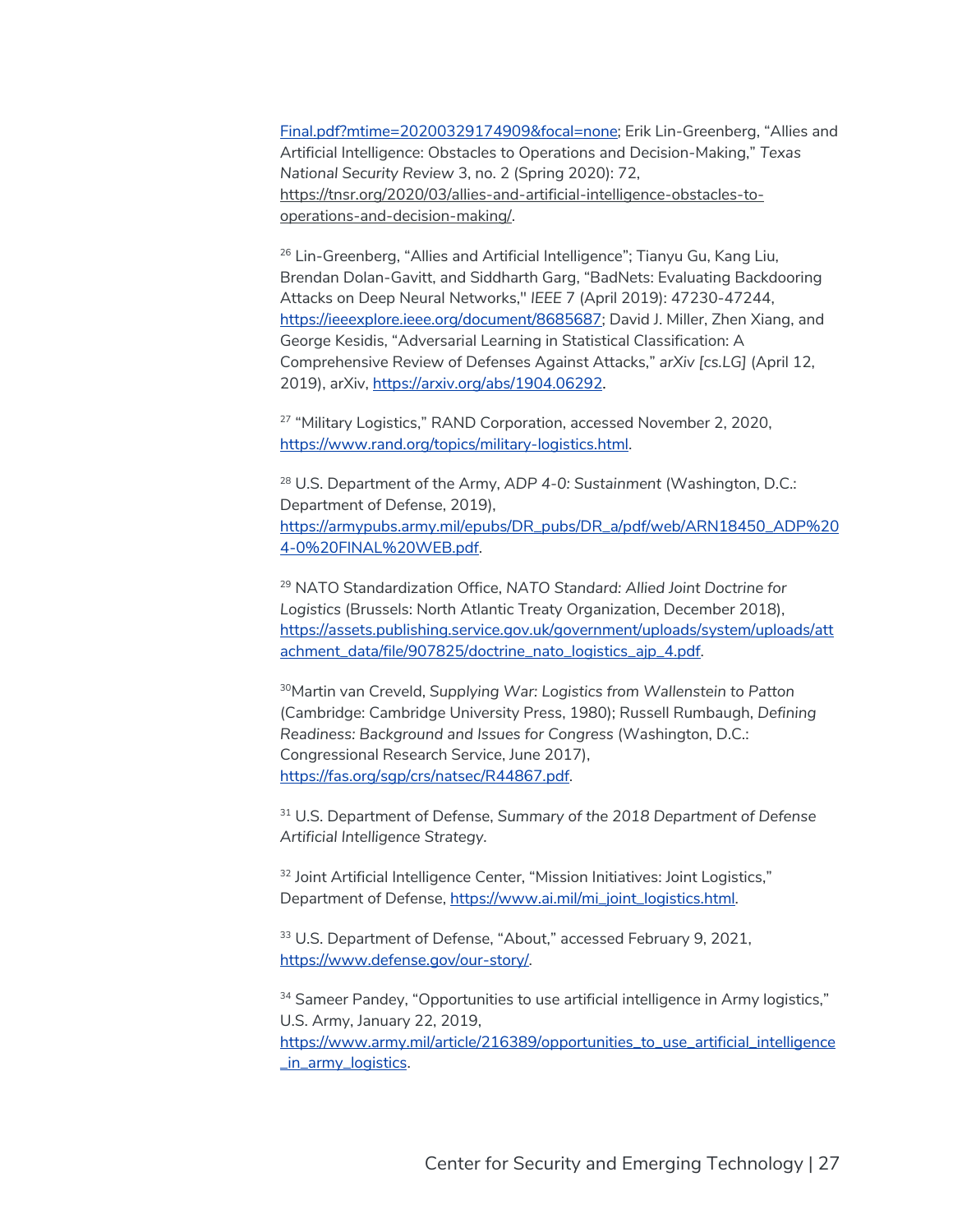Final.pdf?mtime=20200329174909&focal=none; Erik Lin-Greenberg, "Allies and Artificial Intelligence: Obstacles to Operations and Decision-Making," *Texas National Security Review* 3, no. 2 (Spring 2020): 72, https://tnsr.org/2020/03/allies-and-artificial-intelligence-obstacles-to-operations-and-decision-making/.

[26] Lin-Greenberg, "Allies and Artificial Intelligence"; Tianyu Gu, Kang Liu, Brendan Dolan-Gavitt, and Siddharth Garg, "BadNets: Evaluating Backdooring Attacks on Deep Neural Networks," *IEEE* 7 (April 2019): 47230-47244, https://ieeexplore.ieee.org/document/8685687; David J. Miller, Zhen Xiang, and George Kesidis, "Adversarial Learning in Statistical Classification: A Comprehensive Review of Defenses Against Attacks," *arXiv [cs.LG]* (April 12, 2019), arXiv, https://arxiv.org/abs/1904.06292.

[27] "Military Logistics," RAND Corporation, accessed November 2, 2020, https://www.rand.org/topics/military-logistics.html.

[28] U.S. Department of the Army, *ADP 4-0: Sustainment* (Washington, D.C.: Department of Defense, 2019), https://armypubs.army.mil/epubs/DR_pubs/DR_a/pdf/web/ARN18450_ADP%204-0%20FINAL%20WEB.pdf.

[29] NATO Standardization Office, *NATO Standard: Allied Joint Doctrine for Logistics* (Brussels: North Atlantic Treaty Organization, December 2018), https://assets.publishing.service.gov.uk/government/uploads/system/uploads/attachment_data/file/907825/doctrine_nato_logistics_ajp_4.pdf.

[30] Martin van Creveld, *Supplying War: Logistics from Wallenstein to Patton* (Cambridge: Cambridge University Press, 1980); Russell Rumbaugh, *Defining Readiness: Background and Issues for Congress* (Washington, D.C.: Congressional Research Service, June 2017), https://fas.org/sgp/crs/natsec/R44867.pdf.

[31] U.S. Department of Defense, *Summary of the 2018 Department of Defense Artificial Intelligence Strategy.*

[32] Joint Artificial Intelligence Center, "Mission Initiatives: Joint Logistics," Department of Defense, https://www.ai.mil/mi_joint_logistics.html.

[33] U.S. Department of Defense, "About," accessed February 9, 2021, https://www.defense.gov/our-story/.

[34] Sameer Pandey, "Opportunities to use artificial intelligence in Army logistics," U.S. Army, January 22, 2019, https://www.army.mil/article/216389/opportunities_to_use_artificial_intelligence_in_army_logistics.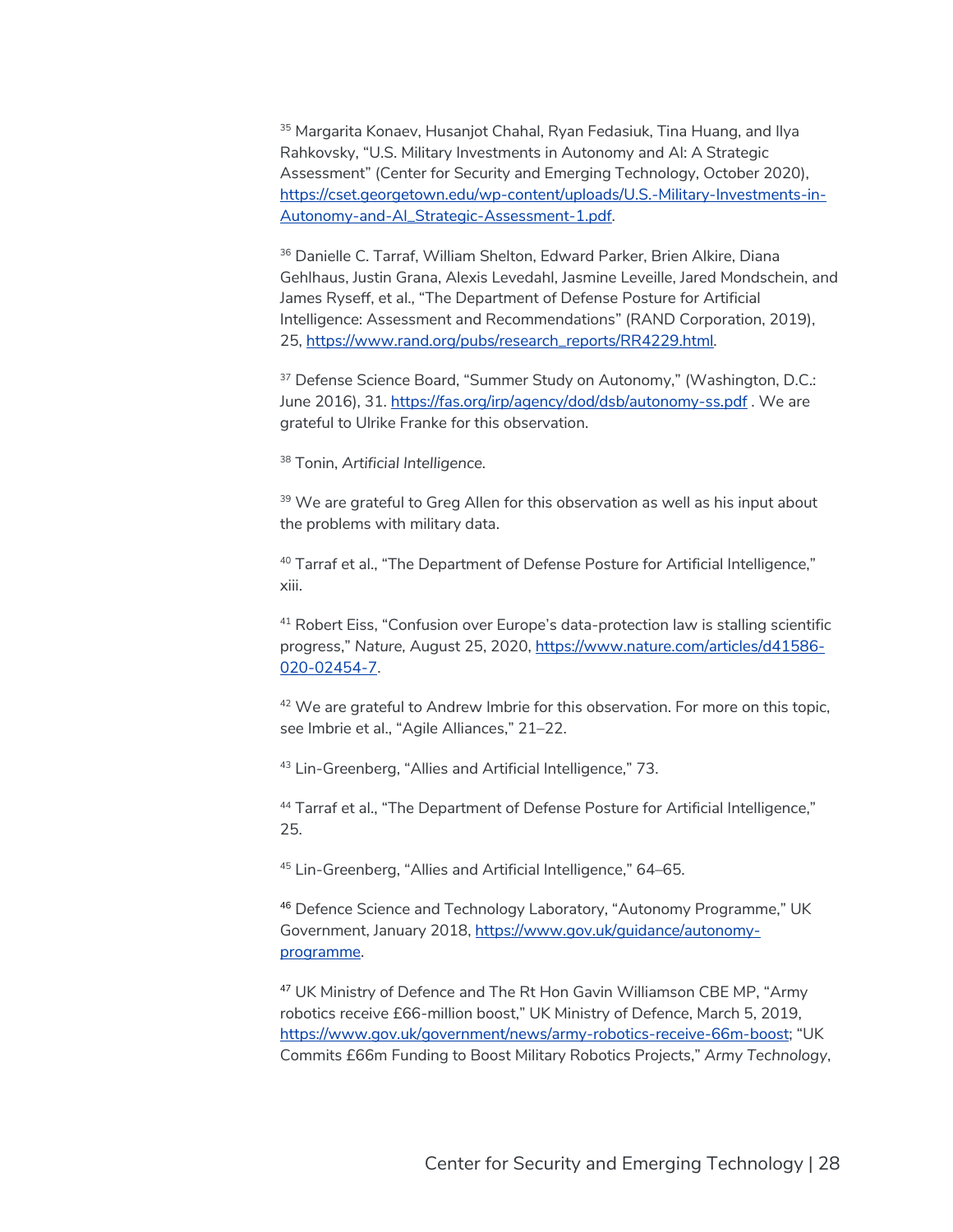[35] Margarita Konaev, Husanjot Chahal, Ryan Fedasiuk, Tina Huang, and Ilya Rahkovsky, "U.S. Military Investments in Autonomy and AI: A Strategic Assessment" (Center for Security and Emerging Technology, October 2020), https://cset.georgetown.edu/wp-content/uploads/U.S.-Military-Investments-in-Autonomy-and-AI_Strategic-Assessment-1.pdf.

[36] Danielle C. Tarraf, William Shelton, Edward Parker, Brien Alkire, Diana Gehlhaus, Justin Grana, Alexis Levedahl, Jasmine Leveille, Jared Mondschein, and James Ryseff, et al., "The Department of Defense Posture for Artificial Intelligence: Assessment and Recommendations" (RAND Corporation, 2019), 25, https://www.rand.org/pubs/research_reports/RR4229.html.

[37] Defense Science Board, "Summer Study on Autonomy," (Washington, D.C.: June 2016), 31. https://fas.org/irp/agency/dod/dsb/autonomy-ss.pdf . We are grateful to Ulrike Franke for this observation.

[38] Tonin, *Artificial Intelligence.*

[39] We are grateful to Greg Allen for this observation as well as his input about the problems with military data.

[40] Tarraf et al., "The Department of Defense Posture for Artificial Intelligence," xiii.

[41] Robert Eiss, "Confusion over Europe's data-protection law is stalling scientific progress," *Nature,* August 25, 2020, https://www.nature.com/articles/d41586-020-02454-7.

[42] We are grateful to Andrew Imbrie for this observation. For more on this topic, see Imbrie et al., "Agile Alliances," 21–22.

[43] Lin-Greenberg, "Allies and Artificial Intelligence," 73.

[44] Tarraf et al., "The Department of Defense Posture for Artificial Intelligence," 25.

[45] Lin-Greenberg, "Allies and Artificial Intelligence," 64–65.

[46] Defence Science and Technology Laboratory, "Autonomy Programme," UK Government, January 2018, https://www.gov.uk/guidance/autonomy-programme.

[47] UK Ministry of Defence and The Rt Hon Gavin Williamson CBE MP, "Army robotics receive £66-million boost," UK Ministry of Defence, March 5, 2019, https://www.gov.uk/government/news/army-robotics-receive-66m-boost; "UK Commits £66m Funding to Boost Military Robotics Projects," *Army Technology*,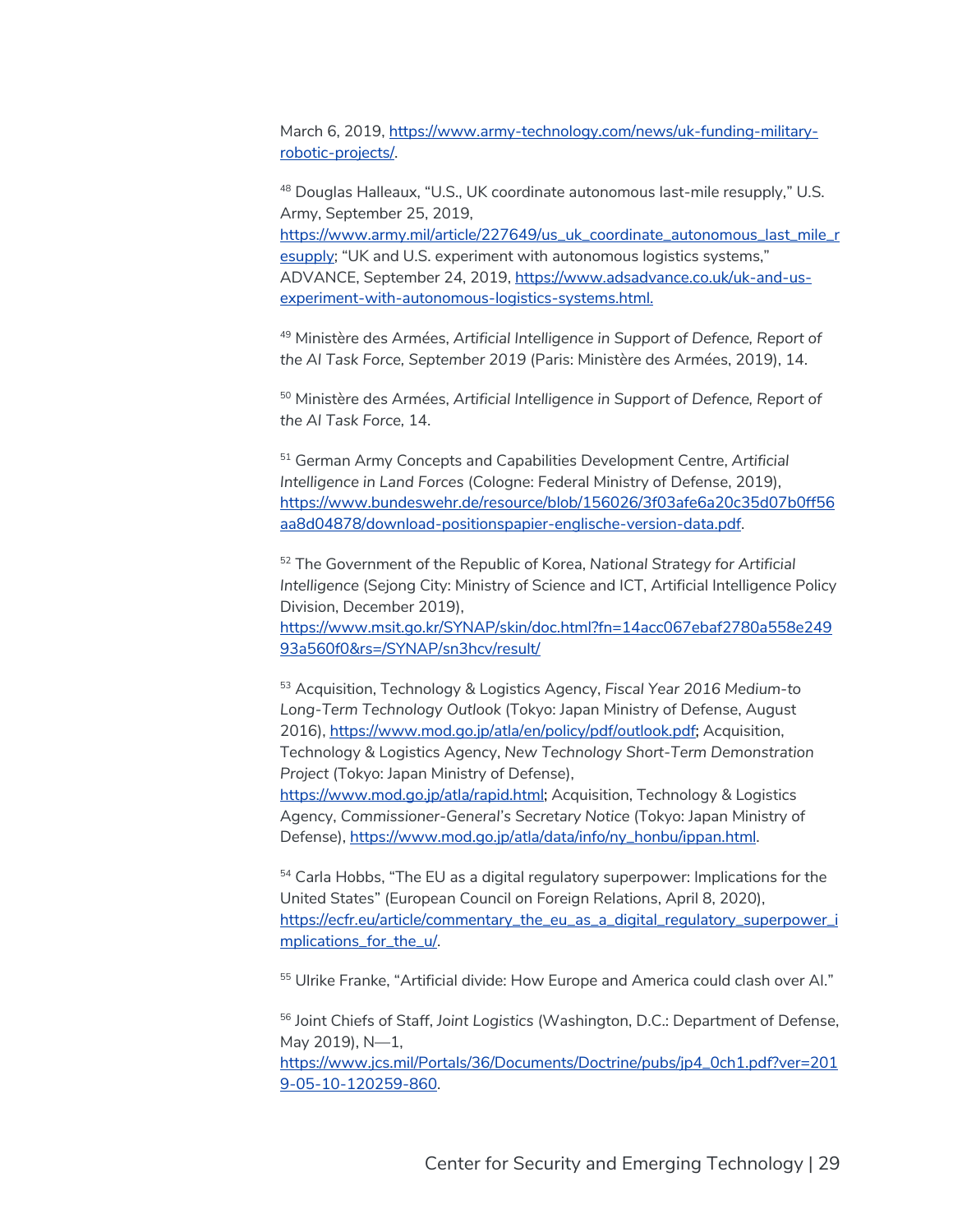March 6, 2019, https://www.army-technology.com/news/uk-funding-military-robotic-projects/.

[48] Douglas Halleaux, "U.S., UK coordinate autonomous last-mile resupply," U.S. Army, September 25, 2019, https://www.army.mil/article/227649/us_uk_coordinate_autonomous_last_mile_resupply; "UK and U.S. experiment with autonomous logistics systems," ADVANCE, September 24, 2019, https://www.adsadvance.co.uk/uk-and-us-experiment-with-autonomous-logistics-systems.html.

[49] Ministère des Armées, *Artificial Intelligence in Support of Defence, Report of the AI Task Force, September 2019* (Paris: Ministère des Armées, 2019), 14.

[50] Ministère des Armées, *Artificial Intelligence in Support of Defence, Report of the AI Task Force,* 14.

[51] German Army Concepts and Capabilities Development Centre, *Artificial Intelligence in Land Forces* (Cologne: Federal Ministry of Defense, 2019), https://www.bundeswehr.de/resource/blob/156026/3f03afe6a20c35d07b0ff56aa8d04878/download-positionspapier-englische-version-data.pdf.

[52] The Government of the Republic of Korea, *National Strategy for Artificial Intelligence* (Sejong City: Ministry of Science and ICT, Artificial Intelligence Policy Division, December 2019), https://www.msit.go.kr/SYNAP/skin/doc.html?fn=14acc067ebaf2780a558e24993a560f0&rs=/SYNAP/sn3hcv/result/

[53] Acquisition, Technology & Logistics Agency, *Fiscal Year 2016 Medium-to Long-Term Technology Outlook* (Tokyo: Japan Ministry of Defense, August 2016), https://www.mod.go.jp/atla/en/policy/pdf/outlook.pdf; Acquisition, Technology & Logistics Agency, *New Technology Short-Term Demonstration Project* (Tokyo: Japan Ministry of Defense), https://www.mod.go.jp/atla/rapid.html; Acquisition, Technology & Logistics Agency, *Commissioner-General's Secretary Notice* (Tokyo: Japan Ministry of Defense), https://www.mod.go.jp/atla/data/info/ny_honbu/ippan.html.

[54] Carla Hobbs, "The EU as a digital regulatory superpower: Implications for the United States" (European Council on Foreign Relations, April 8, 2020), https://ecfr.eu/article/commentary_the_eu_as_a_digital_regulatory_superpower_implications_for_the_u/.

[55] Ulrike Franke, "Artificial divide: How Europe and America could clash over AI."

[56] Joint Chiefs of Staff, *Joint Logistics* (Washington, D.C.: Department of Defense, May 2019), N—1, https://www.jcs.mil/Portals/36/Documents/Doctrine/pubs/jp4_0ch1.pdf?ver=2019-05-10-120259-860.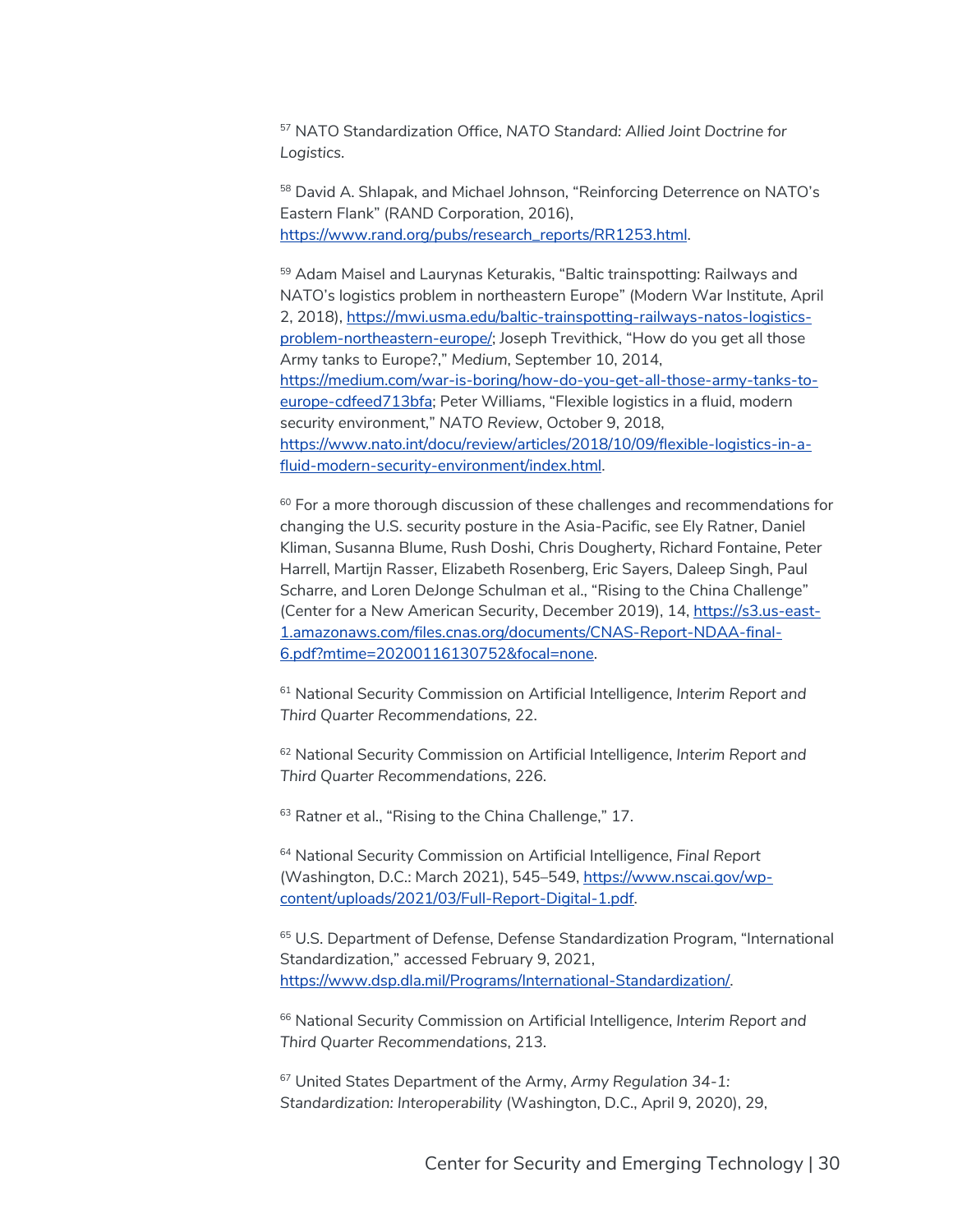[57] NATO Standardization Office, *NATO Standard: Allied Joint Doctrine for Logistics.*

[58] David A. Shlapak, and Michael Johnson, "Reinforcing Deterrence on NATO's Eastern Flank" (RAND Corporation, 2016), https://www.rand.org/pubs/research_reports/RR1253.html.

[59] Adam Maisel and Laurynas Keturakis, "Baltic trainspotting: Railways and NATO's logistics problem in northeastern Europe" (Modern War Institute, April 2, 2018), https://mwi.usma.edu/baltic-trainspotting-railways-natos-logistics-problem-northeastern-europe/; Joseph Trevithick, "How do you get all those Army tanks to Europe?," *Medium*, September 10, 2014, https://medium.com/war-is-boring/how-do-you-get-all-those-army-tanks-to-europe-cdfeed713bfa; Peter Williams, "Flexible logistics in a fluid, modern security environment," *NATO Review*, October 9, 2018, https://www.nato.int/docu/review/articles/2018/10/09/flexible-logistics-in-a-fluid-modern-security-environment/index.html.

[60] For a more thorough discussion of these challenges and recommendations for changing the U.S. security posture in the Asia-Pacific, see Ely Ratner, Daniel Kliman, Susanna Blume, Rush Doshi, Chris Dougherty, Richard Fontaine, Peter Harrell, Martijn Rasser, Elizabeth Rosenberg, Eric Sayers, Daleep Singh, Paul Scharre, and Loren DeJonge Schulman et al., "Rising to the China Challenge" (Center for a New American Security, December 2019), 14, https://s3.us-east-1.amazonaws.com/files.cnas.org/documents/CNAS-Report-NDAA-final-6.pdf?mtime=20200116130752&focal=none.

[61] National Security Commission on Artificial Intelligence, *Interim Report and Third Quarter Recommendations,* 22.

[62] National Security Commission on Artificial Intelligence, *Interim Report and Third Quarter Recommendations*, 226.

[63] Ratner et al., "Rising to the China Challenge," 17.

[64] National Security Commission on Artificial Intelligence, *Final Report* (Washington, D.C.: March 2021), 545–549, https://www.nscai.gov/wp-content/uploads/2021/03/Full-Report-Digital-1.pdf.

[65] U.S. Department of Defense, Defense Standardization Program, "International Standardization," accessed February 9, 2021, https://www.dsp.dla.mil/Programs/International-Standardization/.

[66] National Security Commission on Artificial Intelligence, *Interim Report and Third Quarter Recommendations*, 213.

[67] United States Department of the Army, *Army Regulation 34-1: Standardization: Interoperability* (Washington, D.C., April 9, 2020), 29,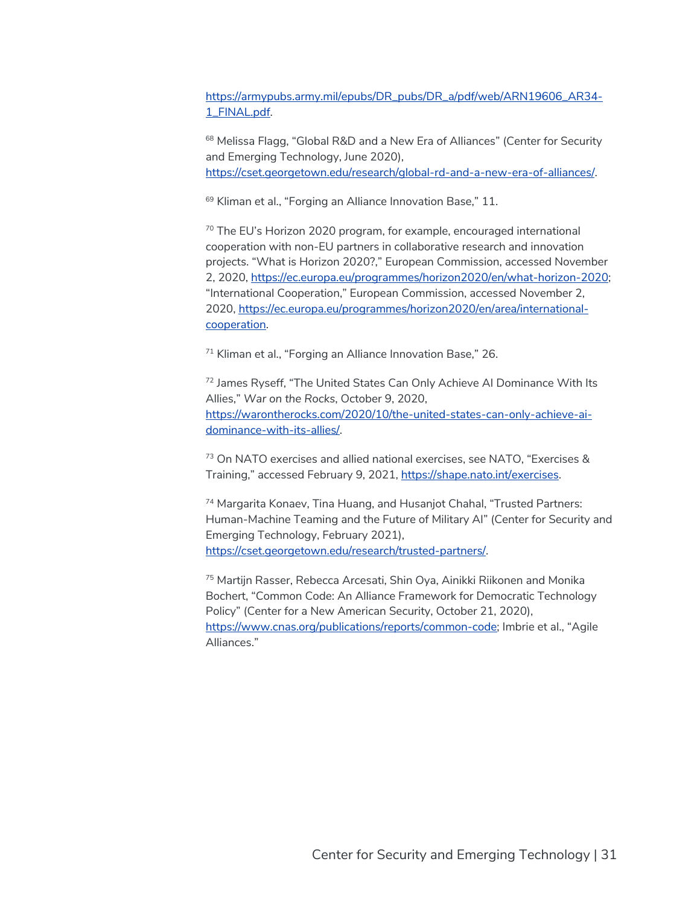https://armypubs.army.mil/epubs/DR_pubs/DR_a/pdf/web/ARN19606_AR34-1_FINAL.pdf.

[68] Melissa Flagg, "Global R&D and a New Era of Alliances" (Center for Security and Emerging Technology, June 2020), https://cset.georgetown.edu/research/global-rd-and-a-new-era-of-alliances/.

[69] Kliman et al., "Forging an Alliance Innovation Base," 11.

[70] The EU's Horizon 2020 program, for example, encouraged international cooperation with non-EU partners in collaborative research and innovation projects. "What is Horizon 2020?," European Commission, accessed November 2, 2020, https://ec.europa.eu/programmes/horizon2020/en/what-horizon-2020; "International Cooperation," European Commission, accessed November 2, 2020, https://ec.europa.eu/programmes/horizon2020/en/area/international-cooperation.

[71] Kliman et al., "Forging an Alliance Innovation Base," 26.

[72] James Ryseff, "The United States Can Only Achieve AI Dominance With Its Allies," *War on the Rocks*, October 9, 2020, https://warontherocks.com/2020/10/the-united-states-can-only-achieve-ai-dominance-with-its-allies/.

[73] On NATO exercises and allied national exercises, see NATO, "Exercises & Training," accessed February 9, 2021, https://shape.nato.int/exercises.

[74] Margarita Konaev, Tina Huang, and Husanjot Chahal, "Trusted Partners: Human-Machine Teaming and the Future of Military AI" (Center for Security and Emerging Technology, February 2021), https://cset.georgetown.edu/research/trusted-partners/.

[75] Martijn Rasser, Rebecca Arcesati, Shin Oya, Ainikki Riikonen and Monika Bochert, "Common Code: An Alliance Framework for Democratic Technology Policy" (Center for a New American Security, October 21, 2020), https://www.cnas.org/publications/reports/common-code; Imbrie et al., "Agile Alliances."